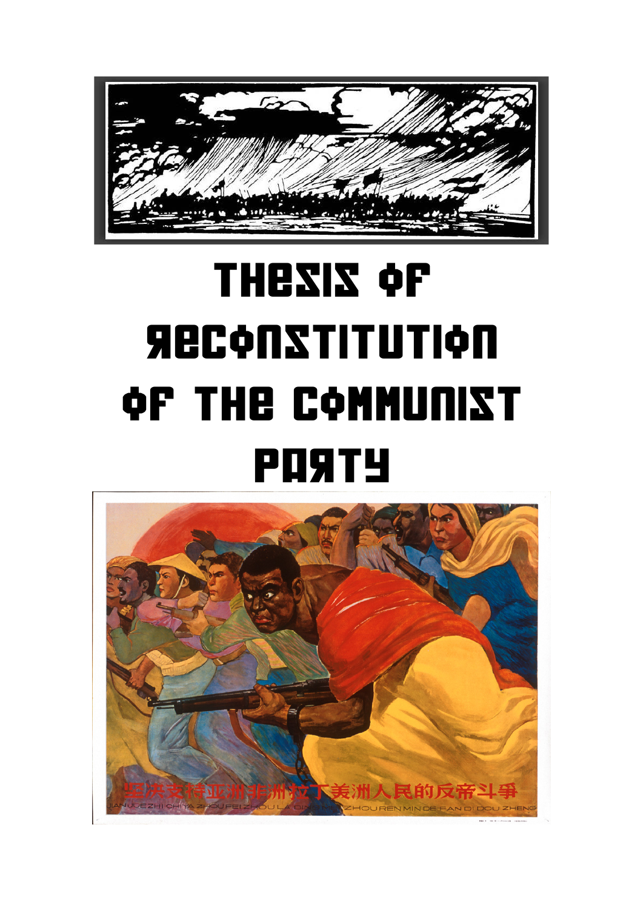# THESIS OF RECONSTITUTION OF THE COMMUNIST PARTY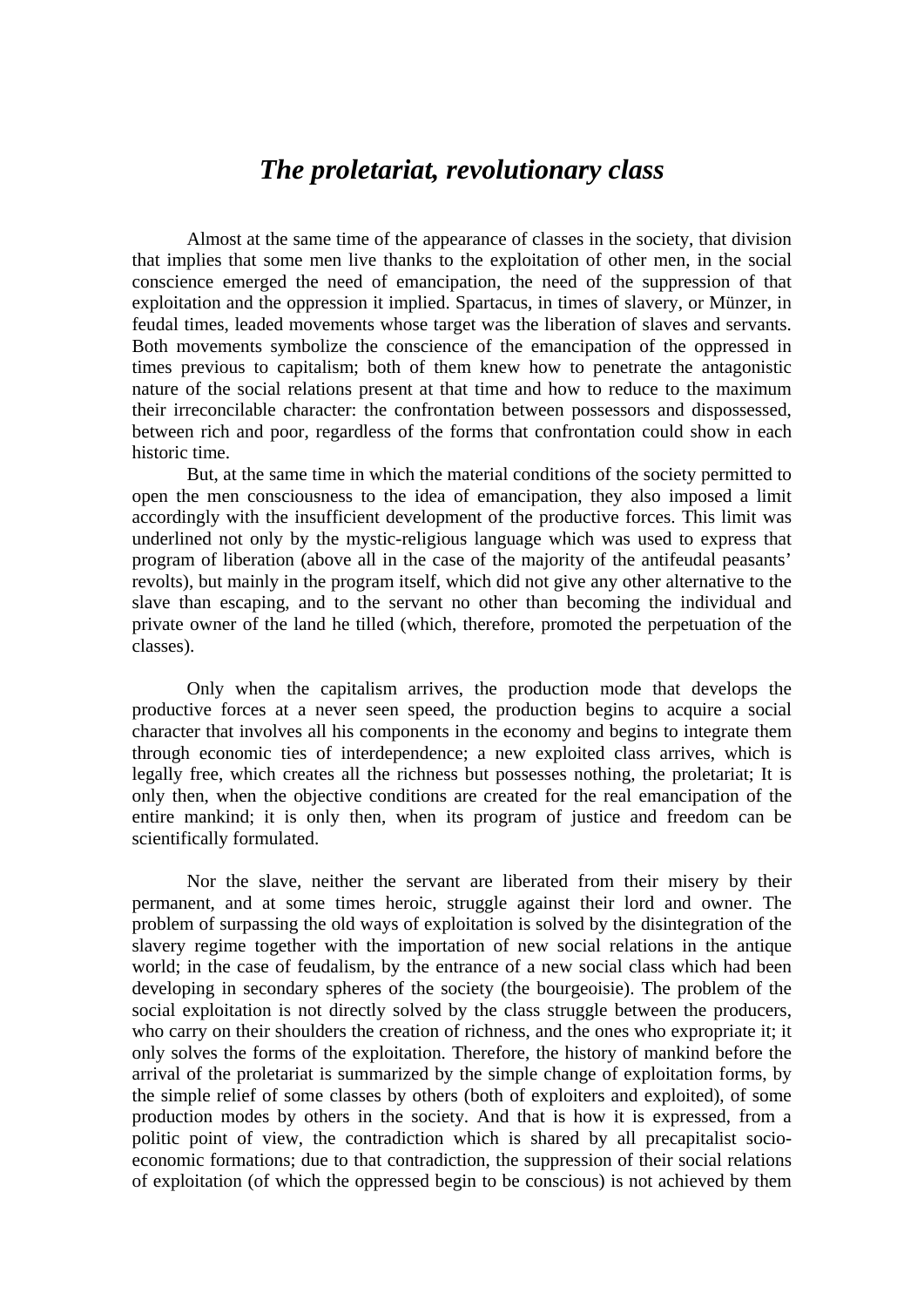# *The proletariat, revolutionary class*

Almost at the same time of the appearance of classes in the society, that division that implies that some men live thanks to the exploitation of other men, in the social conscience emerged the need of emancipation, the need of the suppression of that exploitation and the oppression it implied. Spartacus, in times of slavery, or Münzer, in feudal times, leaded movements whose target was the liberation of slaves and servants. Both movements symbolize the conscience of the emancipation of the oppressed in times previous to capitalism; both of them knew how to penetrate the antagonistic nature of the social relations present at that time and how to reduce to the maximum their irreconcilable character: the confrontation between possessors and dispossessed, between rich and poor, regardless of the forms that confrontation could show in each historic time.

But, at the same time in which the material conditions of the society permitted to open the men consciousness to the idea of emancipation, they also imposed a limit accordingly with the insufficient development of the productive forces. This limit was underlined not only by the mystic-religious language which was used to express that program of liberation (above all in the case of the majority of the antifeudal peasants' revolts), but mainly in the program itself, which did not give any other alternative to the slave than escaping, and to the servant no other than becoming the individual and private owner of the land he tilled (which, therefore, promoted the perpetuation of the classes).

Only when the capitalism arrives, the production mode that develops the productive forces at a never seen speed, the production begins to acquire a social character that involves all his components in the economy and begins to integrate them through economic ties of interdependence; a new exploited class arrives, which is legally free, which creates all the richness but possesses nothing, the proletariat; It is only then, when the objective conditions are created for the real emancipation of the entire mankind; it is only then, when its program of justice and freedom can be scientifically formulated.

Nor the slave, neither the servant are liberated from their misery by their permanent, and at some times heroic, struggle against their lord and owner. The problem of surpassing the old ways of exploitation is solved by the disintegration of the slavery regime together with the importation of new social relations in the antique world; in the case of feudalism, by the entrance of a new social class which had been developing in secondary spheres of the society (the bourgeoisie). The problem of the social exploitation is not directly solved by the class struggle between the producers, who carry on their shoulders the creation of richness, and the ones who expropriate it; it only solves the forms of the exploitation. Therefore, the history of mankind before the arrival of the proletariat is summarized by the simple change of exploitation forms, by the simple relief of some classes by others (both of exploiters and exploited), of some production modes by others in the society. And that is how it is expressed, from a politic point of view, the contradiction which is shared by all precapitalist socio-economic formations; due to that contradiction, the suppression of their social relations of exploitation (of which the oppressed begin to be conscious) is not achieved by them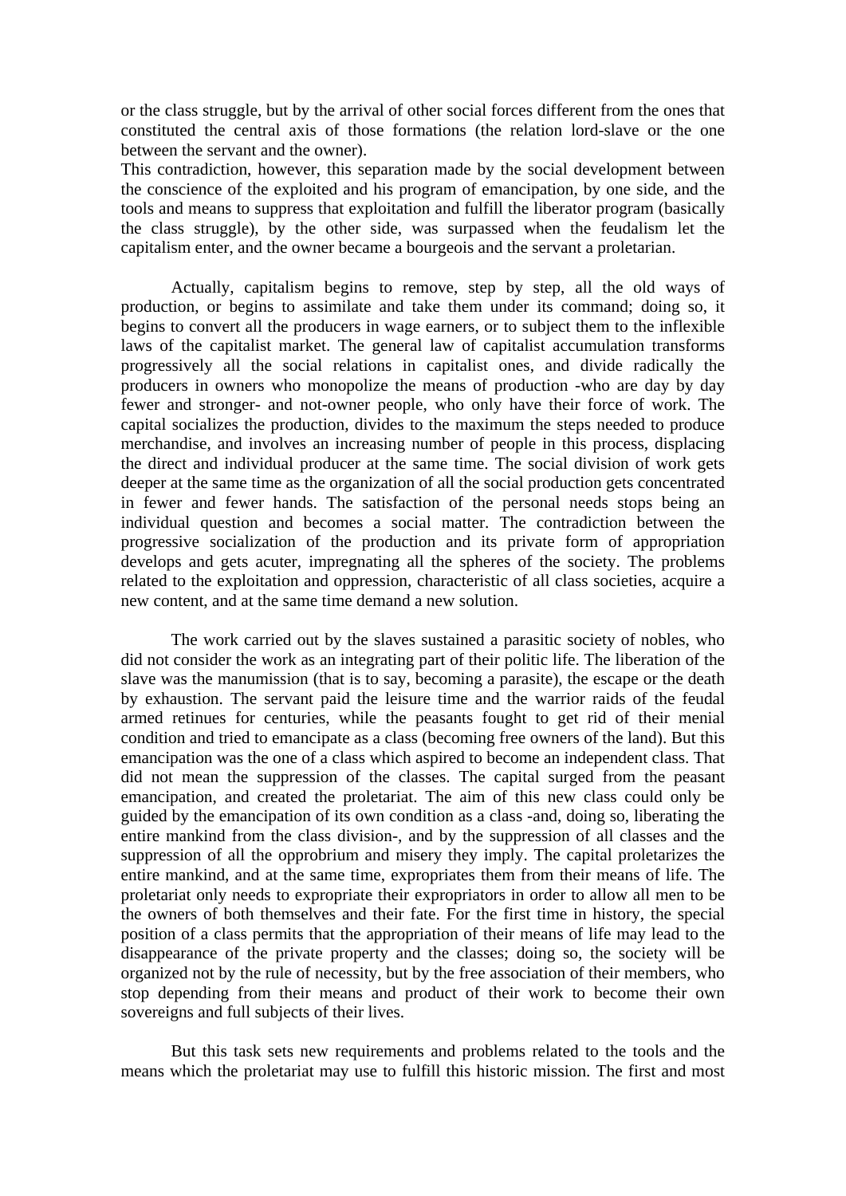or the class struggle, but by the arrival of other social forces different from the ones that constituted the central axis of those formations (the relation lord-slave or the one between the servant and the owner).
This contradiction, however, this separation made by the social development between the conscience of the exploited and his program of emancipation, by one side, and the tools and means to suppress that exploitation and fulfill the liberator program (basically the class struggle), by the other side, was surpassed when the feudalism let the capitalism enter, and the owner became a bourgeois and the servant a proletarian.

Actually, capitalism begins to remove, step by step, all the old ways of production, or begins to assimilate and take them under its command; doing so, it begins to convert all the producers in wage earners, or to subject them to the inflexible laws of the capitalist market. The general law of capitalist accumulation transforms progressively all the social relations in capitalist ones, and divide radically the producers in owners who monopolize the means of production -who are day by day fewer and stronger- and not-owner people, who only have their force of work. The capital socializes the production, divides to the maximum the steps needed to produce merchandise, and involves an increasing number of people in this process, displacing the direct and individual producer at the same time. The social division of work gets deeper at the same time as the organization of all the social production gets concentrated in fewer and fewer hands. The satisfaction of the personal needs stops being an individual question and becomes a social matter. The contradiction between the progressive socialization of the production and its private form of appropriation develops and gets acuter, impregnating all the spheres of the society. The problems related to the exploitation and oppression, characteristic of all class societies, acquire a new content, and at the same time demand a new solution.

The work carried out by the slaves sustained a parasitic society of nobles, who did not consider the work as an integrating part of their politic life. The liberation of the slave was the manumission (that is to say, becoming a parasite), the escape or the death by exhaustion. The servant paid the leisure time and the warrior raids of the feudal armed retinues for centuries, while the peasants fought to get rid of their menial condition and tried to emancipate as a class (becoming free owners of the land). But this emancipation was the one of a class which aspired to become an independent class. That did not mean the suppression of the classes. The capital surged from the peasant emancipation, and created the proletariat. The aim of this new class could only be guided by the emancipation of its own condition as a class -and, doing so, liberating the entire mankind from the class division-, and by the suppression of all classes and the suppression of all the opprobrium and misery they imply. The capital proletarizes the entire mankind, and at the same time, expropriates them from their means of life. The proletariat only needs to expropriate their expropriators in order to allow all men to be the owners of both themselves and their fate. For the first time in history, the special position of a class permits that the appropriation of their means of life may lead to the disappearance of the private property and the classes; doing so, the society will be organized not by the rule of necessity, but by the free association of their members, who stop depending from their means and product of their work to become their own sovereigns and full subjects of their lives.

But this task sets new requirements and problems related to the tools and the means which the proletariat may use to fulfill this historic mission. The first and most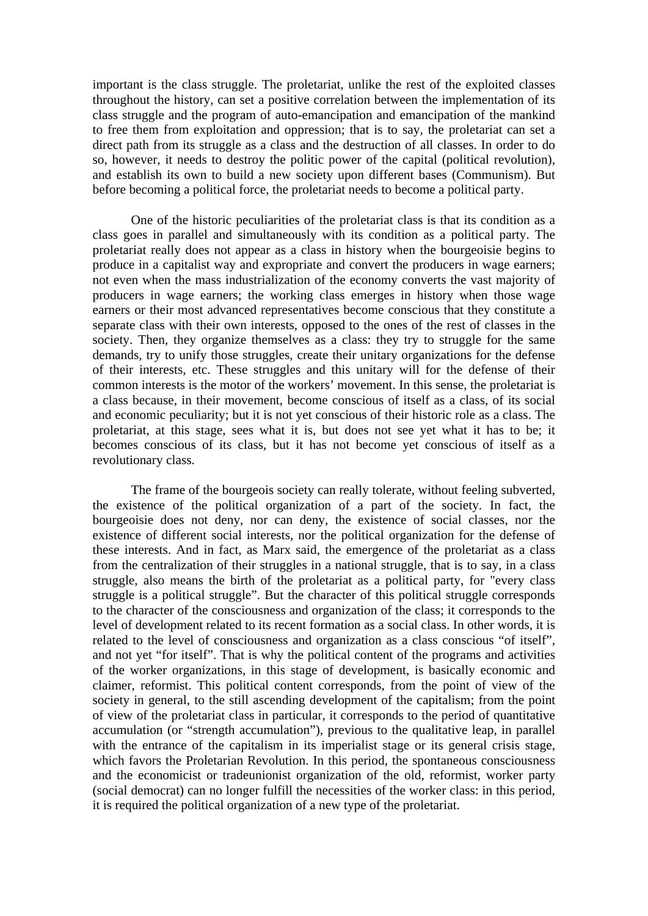important is the class struggle. The proletariat, unlike the rest of the exploited classes throughout the history, can set a positive correlation between the implementation of its class struggle and the program of auto-emancipation and emancipation of the mankind to free them from exploitation and oppression; that is to say, the proletariat can set a direct path from its struggle as a class and the destruction of all classes. In order to do so, however, it needs to destroy the politic power of the capital (political revolution), and establish its own to build a new society upon different bases (Communism). But before becoming a political force, the proletariat needs to become a political party.

One of the historic peculiarities of the proletariat class is that its condition as a class goes in parallel and simultaneously with its condition as a political party. The proletariat really does not appear as a class in history when the bourgeoisie begins to produce in a capitalist way and expropriate and convert the producers in wage earners; not even when the mass industrialization of the economy converts the vast majority of producers in wage earners; the working class emerges in history when those wage earners or their most advanced representatives become conscious that they constitute a separate class with their own interests, opposed to the ones of the rest of classes in the society. Then, they organize themselves as a class: they try to struggle for the same demands, try to unify those struggles, create their unitary organizations for the defense of their interests, etc. These struggles and this unitary will for the defense of their common interests is the motor of the workers' movement. In this sense, the proletariat is a class because, in their movement, become conscious of itself as a class, of its social and economic peculiarity; but it is not yet conscious of their historic role as a class. The proletariat, at this stage, sees what it is, but does not see yet what it has to be; it becomes conscious of its class, but it has not become yet conscious of itself as a revolutionary class.

The frame of the bourgeois society can really tolerate, without feeling subverted, the existence of the political organization of a part of the society. In fact, the bourgeoisie does not deny, nor can deny, the existence of social classes, nor the existence of different social interests, nor the political organization for the defense of these interests. And in fact, as Marx said, the emergence of the proletariat as a class from the centralization of their struggles in a national struggle, that is to say, in a class struggle, also means the birth of the proletariat as a political party, for "every class struggle is a political struggle". But the character of this political struggle corresponds to the character of the consciousness and organization of the class; it corresponds to the level of development related to its recent formation as a social class. In other words, it is related to the level of consciousness and organization as a class conscious "of itself", and not yet "for itself". That is why the political content of the programs and activities of the worker organizations, in this stage of development, is basically economic and claimer, reformist. This political content corresponds, from the point of view of the society in general, to the still ascending development of the capitalism; from the point of view of the proletariat class in particular, it corresponds to the period of quantitative accumulation (or "strength accumulation"), previous to the qualitative leap, in parallel with the entrance of the capitalism in its imperialist stage or its general crisis stage, which favors the Proletarian Revolution. In this period, the spontaneous consciousness and the economicist or tradeunionist organization of the old, reformist, worker party (social democrat) can no longer fulfill the necessities of the worker class: in this period, it is required the political organization of a new type of the proletariat.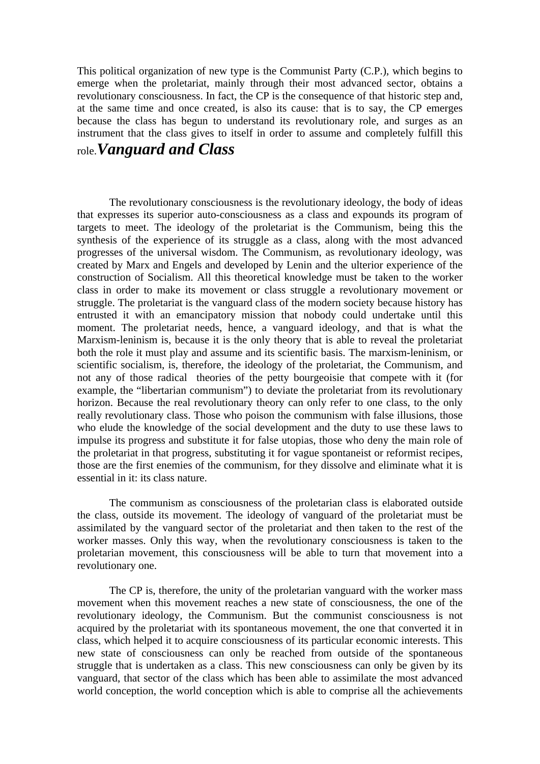This political organization of new type is the Communist Party (C.P.), which begins to emerge when the proletariat, mainly through their most advanced sector, obtains a revolutionary consciousness. In fact, the CP is the consequence of that historic step and, at the same time and once created, is also its cause: that is to say, the CP emerges because the class has begun to understand its revolutionary role, and surges as an instrument that the class gives to itself in order to assume and completely fulfill this role.

## *Vanguard and Class*

The revolutionary consciousness is the revolutionary ideology, the body of ideas that expresses its superior auto-consciousness as a class and expounds its program of targets to meet. The ideology of the proletariat is the Communism, being this the synthesis of the experience of its struggle as a class, along with the most advanced progresses of the universal wisdom. The Communism, as revolutionary ideology, was created by Marx and Engels and developed by Lenin and the ulterior experience of the construction of Socialism. All this theoretical knowledge must be taken to the worker class in order to make its movement or class struggle a revolutionary movement or struggle. The proletariat is the vanguard class of the modern society because history has entrusted it with an emancipatory mission that nobody could undertake until this moment. The proletariat needs, hence, a vanguard ideology, and that is what the Marxism-leninism is, because it is the only theory that is able to reveal the proletariat both the role it must play and assume and its scientific basis. The marxism-leninism, or scientific socialism, is, therefore, the ideology of the proletariat, the Communism, and not any of those radical theories of the petty bourgeoisie that compete with it (for example, the "libertarian communism") to deviate the proletariat from its revolutionary horizon. Because the real revolutionary theory can only refer to one class, to the only really revolutionary class. Those who poison the communism with false illusions, those who elude the knowledge of the social development and the duty to use these laws to impulse its progress and substitute it for false utopias, those who deny the main role of the proletariat in that progress, substituting it for vague spontaneist or reformist recipes, those are the first enemies of the communism, for they dissolve and eliminate what it is essential in it: its class nature.

The communism as consciousness of the proletarian class is elaborated outside the class, outside its movement. The ideology of vanguard of the proletariat must be assimilated by the vanguard sector of the proletariat and then taken to the rest of the worker masses. Only this way, when the revolutionary consciousness is taken to the proletarian movement, this consciousness will be able to turn that movement into a revolutionary one.

The CP is, therefore, the unity of the proletarian vanguard with the worker mass movement when this movement reaches a new state of consciousness, the one of the revolutionary ideology, the Communism. But the communist consciousness is not acquired by the proletariat with its spontaneous movement, the one that converted it in class, which helped it to acquire consciousness of its particular economic interests. This new state of consciousness can only be reached from outside of the spontaneous struggle that is undertaken as a class. This new consciousness can only be given by its vanguard, that sector of the class which has been able to assimilate the most advanced world conception, the world conception which is able to comprise all the achievements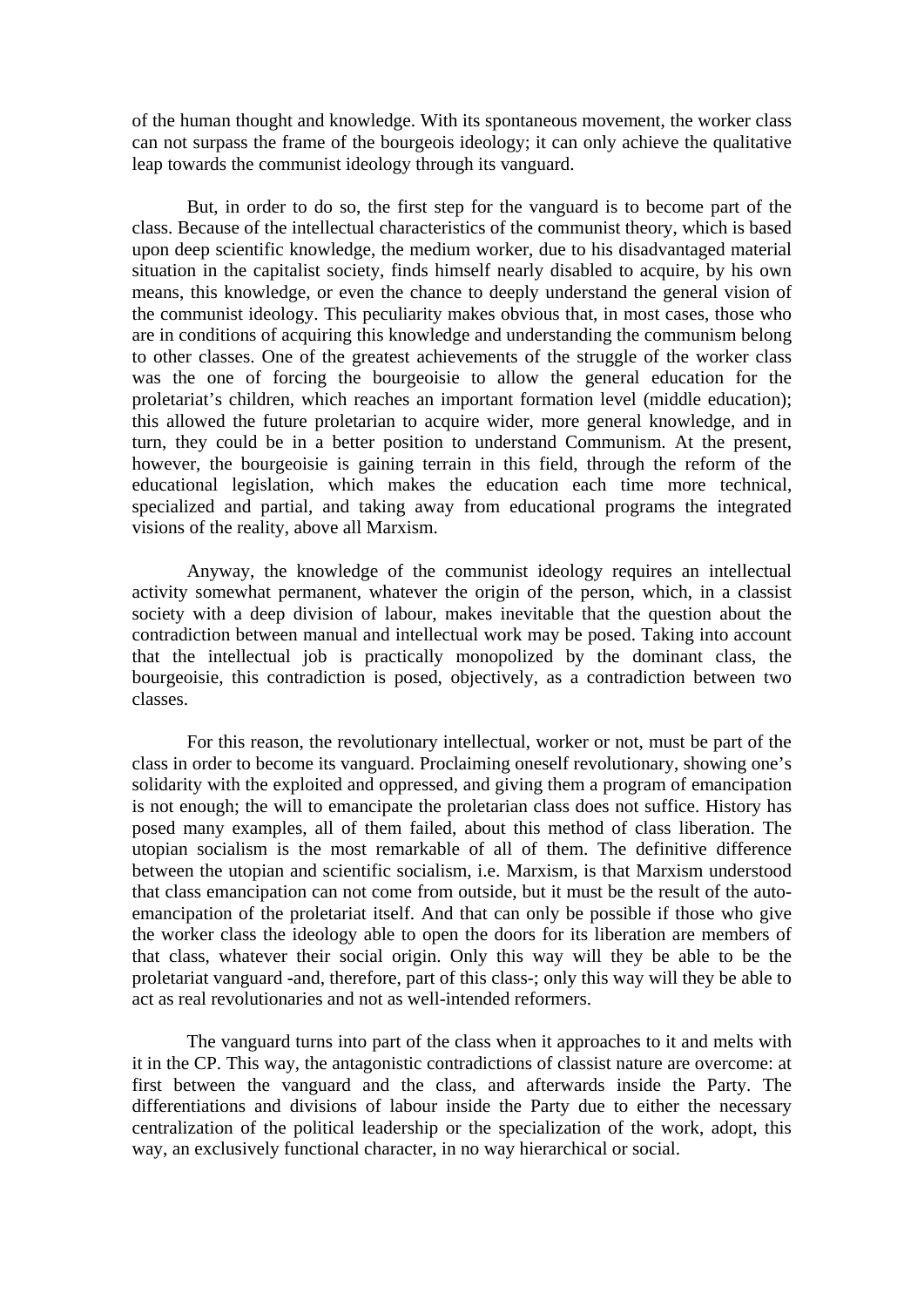of the human thought and knowledge. With its spontaneous movement, the worker class can not surpass the frame of the bourgeois ideology; it can only achieve the qualitative leap towards the communist ideology through its vanguard.

But, in order to do so, the first step for the vanguard is to become part of the class. Because of the intellectual characteristics of the communist theory, which is based upon deep scientific knowledge, the medium worker, due to his disadvantaged material situation in the capitalist society, finds himself nearly disabled to acquire, by his own means, this knowledge, or even the chance to deeply understand the general vision of the communist ideology. This peculiarity makes obvious that, in most cases, those who are in conditions of acquiring this knowledge and understanding the communism belong to other classes. One of the greatest achievements of the struggle of the worker class was the one of forcing the bourgeoisie to allow the general education for the proletariat's children, which reaches an important formation level (middle education); this allowed the future proletarian to acquire wider, more general knowledge, and in turn, they could be in a better position to understand Communism. At the present, however, the bourgeoisie is gaining terrain in this field, through the reform of the educational legislation, which makes the education each time more technical, specialized and partial, and taking away from educational programs the integrated visions of the reality, above all Marxism.

Anyway, the knowledge of the communist ideology requires an intellectual activity somewhat permanent, whatever the origin of the person, which, in a classist society with a deep division of labour, makes inevitable that the question about the contradiction between manual and intellectual work may be posed. Taking into account that the intellectual job is practically monopolized by the dominant class, the bourgeoisie, this contradiction is posed, objectively, as a contradiction between two classes.

For this reason, the revolutionary intellectual, worker or not, must be part of the class in order to become its vanguard. Proclaiming oneself revolutionary, showing one's solidarity with the exploited and oppressed, and giving them a program of emancipation is not enough; the will to emancipate the proletarian class does not suffice. History has posed many examples, all of them failed, about this method of class liberation. The utopian socialism is the most remarkable of all of them. The definitive difference between the utopian and scientific socialism, i.e. Marxism, is that Marxism understood that class emancipation can not come from outside, but it must be the result of the auto-emancipation of the proletariat itself. And that can only be possible if those who give the worker class the ideology able to open the doors for its liberation are members of that class, whatever their social origin. Only this way will they be able to be the proletariat vanguard -and, therefore, part of this class-; only this way will they be able to act as real revolutionaries and not as well-intended reformers.

The vanguard turns into part of the class when it approaches to it and melts with it in the CP. This way, the antagonistic contradictions of classist nature are overcome: at first between the vanguard and the class, and afterwards inside the Party. The differentiations and divisions of labour inside the Party due to either the necessary centralization of the political leadership or the specialization of the work, adopt, this way, an exclusively functional character, in no way hierarchical or social.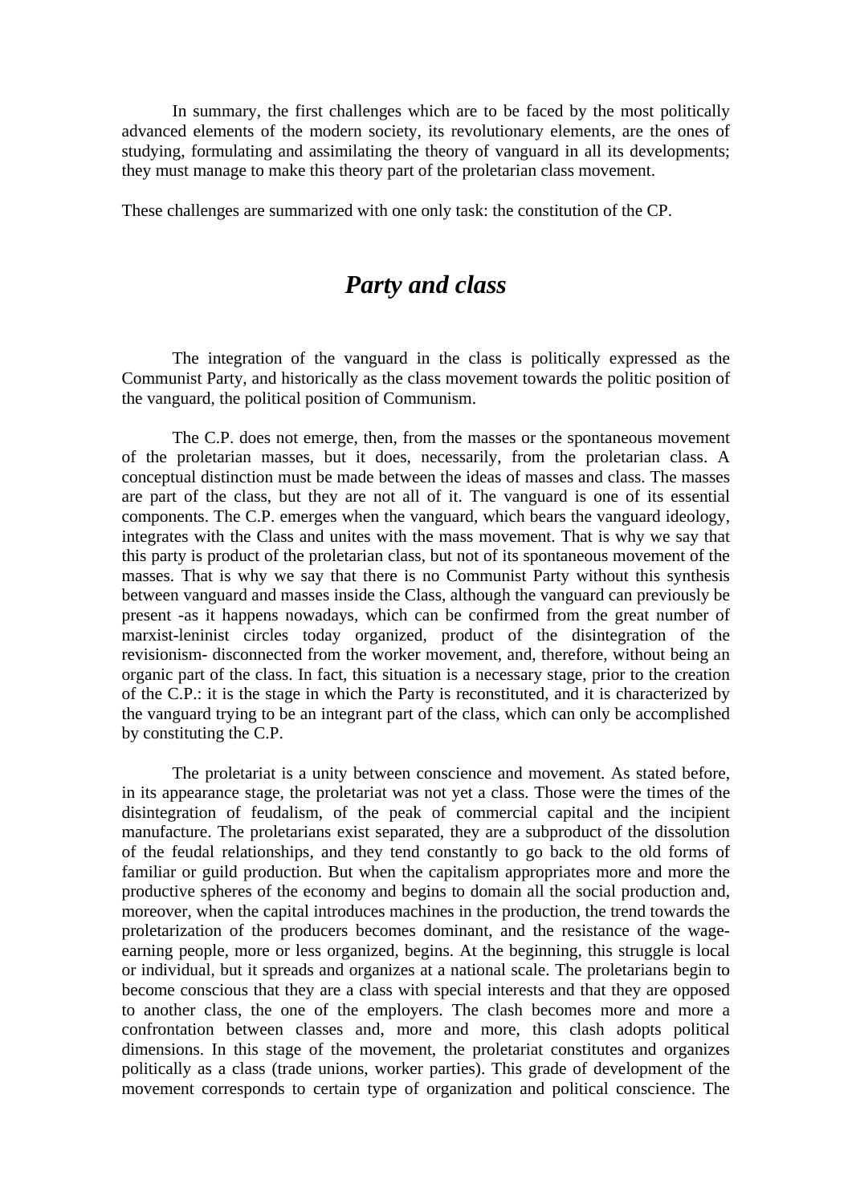In summary, the first challenges which are to be faced by the most politically advanced elements of the modern society, its revolutionary elements, are the ones of studying, formulating and assimilating the theory of vanguard in all its developments; they must manage to make this theory part of the proletarian class movement.

These challenges are summarized with one only task: the constitution of the CP.

## *Party and class*

The integration of the vanguard in the class is politically expressed as the Communist Party, and historically as the class movement towards the politic position of the vanguard, the political position of Communism.

The C.P. does not emerge, then, from the masses or the spontaneous movement of the proletarian masses, but it does, necessarily, from the proletarian class. A conceptual distinction must be made between the ideas of masses and class. The masses are part of the class, but they are not all of it. The vanguard is one of its essential components. The C.P. emerges when the vanguard, which bears the vanguard ideology, integrates with the Class and unites with the mass movement. That is why we say that this party is product of the proletarian class, but not of its spontaneous movement of the masses. That is why we say that there is no Communist Party without this synthesis between vanguard and masses inside the Class, although the vanguard can previously be present -as it happens nowadays, which can be confirmed from the great number of marxist-leninist circles today organized, product of the disintegration of the revisionism- disconnected from the worker movement, and, therefore, without being an organic part of the class. In fact, this situation is a necessary stage, prior to the creation of the C.P.: it is the stage in which the Party is reconstituted, and it is characterized by the vanguard trying to be an integrant part of the class, which can only be accomplished by constituting the C.P.

The proletariat is a unity between conscience and movement. As stated before, in its appearance stage, the proletariat was not yet a class. Those were the times of the disintegration of feudalism, of the peak of commercial capital and the incipient manufacture. The proletarians exist separated, they are a subproduct of the dissolution of the feudal relationships, and they tend constantly to go back to the old forms of familiar or guild production. But when the capitalism appropriates more and more the productive spheres of the economy and begins to domain all the social production and, moreover, when the capital introduces machines in the production, the trend towards the proletarization of the producers becomes dominant, and the resistance of the wage-earning people, more or less organized, begins. At the beginning, this struggle is local or individual, but it spreads and organizes at a national scale. The proletarians begin to become conscious that they are a class with special interests and that they are opposed to another class, the one of the employers. The clash becomes more and more a confrontation between classes and, more and more, this clash adopts political dimensions. In this stage of the movement, the proletariat constitutes and organizes politically as a class (trade unions, worker parties). This grade of development of the movement corresponds to certain type of organization and political conscience. The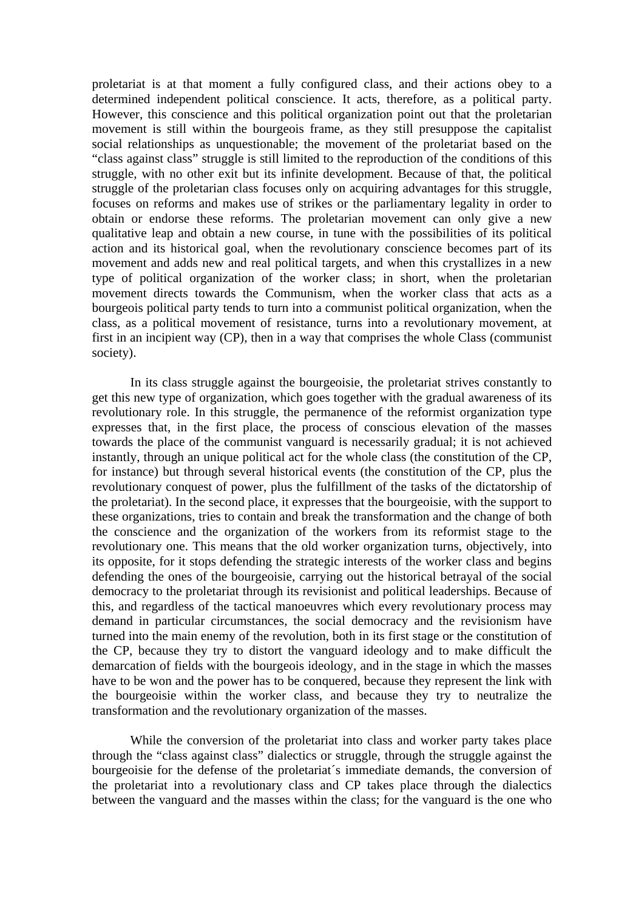proletariat is at that moment a fully configured class, and their actions obey to a determined independent political conscience. It acts, therefore, as a political party. However, this conscience and this political organization point out that the proletarian movement is still within the bourgeois frame, as they still presuppose the capitalist social relationships as unquestionable; the movement of the proletariat based on the "class against class" struggle is still limited to the reproduction of the conditions of this struggle, with no other exit but its infinite development. Because of that, the political struggle of the proletarian class focuses only on acquiring advantages for this struggle, focuses on reforms and makes use of strikes or the parliamentary legality in order to obtain or endorse these reforms. The proletarian movement can only give a new qualitative leap and obtain a new course, in tune with the possibilities of its political action and its historical goal, when the revolutionary conscience becomes part of its movement and adds new and real political targets, and when this crystallizes in a new type of political organization of the worker class; in short, when the proletarian movement directs towards the Communism, when the worker class that acts as a bourgeois political party tends to turn into a communist political organization, when the class, as a political movement of resistance, turns into a revolutionary movement, at first in an incipient way (CP), then in a way that comprises the whole Class (communist society).

In its class struggle against the bourgeoisie, the proletariat strives constantly to get this new type of organization, which goes together with the gradual awareness of its revolutionary role. In this struggle, the permanence of the reformist organization type expresses that, in the first place, the process of conscious elevation of the masses towards the place of the communist vanguard is necessarily gradual; it is not achieved instantly, through an unique political act for the whole class (the constitution of the CP, for instance) but through several historical events (the constitution of the CP, plus the revolutionary conquest of power, plus the fulfillment of the tasks of the dictatorship of the proletariat). In the second place, it expresses that the bourgeoisie, with the support to these organizations, tries to contain and break the transformation and the change of both the conscience and the organization of the workers from its reformist stage to the revolutionary one. This means that the old worker organization turns, objectively, into its opposite, for it stops defending the strategic interests of the worker class and begins defending the ones of the bourgeoisie, carrying out the historical betrayal of the social democracy to the proletariat through its revisionist and political leaderships. Because of this, and regardless of the tactical manoeuvres which every revolutionary process may demand in particular circumstances, the social democracy and the revisionism have turned into the main enemy of the revolution, both in its first stage or the constitution of the CP, because they try to distort the vanguard ideology and to make difficult the demarcation of fields with the bourgeois ideology, and in the stage in which the masses have to be won and the power has to be conquered, because they represent the link with the bourgeoisie within the worker class, and because they try to neutralize the transformation and the revolutionary organization of the masses.

While the conversion of the proletariat into class and worker party takes place through the "class against class" dialectics or struggle, through the struggle against the bourgeoisie for the defense of the proletariat´s immediate demands, the conversion of the proletariat into a revolutionary class and CP takes place through the dialectics between the vanguard and the masses within the class; for the vanguard is the one who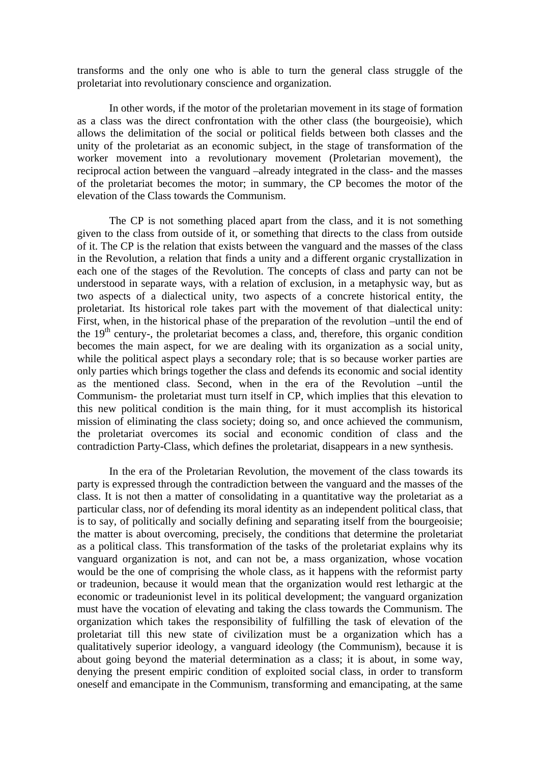transforms and the only one who is able to turn the general class struggle of the proletariat into revolutionary conscience and organization.

In other words, if the motor of the proletarian movement in its stage of formation as a class was the direct confrontation with the other class (the bourgeoisie), which allows the delimitation of the social or political fields between both classes and the unity of the proletariat as an economic subject, in the stage of transformation of the worker movement into a revolutionary movement (Proletarian movement), the reciprocal action between the vanguard –already integrated in the class- and the masses of the proletariat becomes the motor; in summary, the CP becomes the motor of the elevation of the Class towards the Communism.

The CP is not something placed apart from the class, and it is not something given to the class from outside of it, or something that directs to the class from outside of it. The CP is the relation that exists between the vanguard and the masses of the class in the Revolution, a relation that finds a unity and a different organic crystallization in each one of the stages of the Revolution. The concepts of class and party can not be understood in separate ways, with a relation of exclusion, in a metaphysic way, but as two aspects of a dialectical unity, two aspects of a concrete historical entity, the proletariat. Its historical role takes part with the movement of that dialectical unity: First, when, in the historical phase of the preparation of the revolution –until the end of the 19th century-, the proletariat becomes a class, and, therefore, this organic condition becomes the main aspect, for we are dealing with its organization as a social unity, while the political aspect plays a secondary role; that is so because worker parties are only parties which brings together the class and defends its economic and social identity as the mentioned class. Second, when in the era of the Revolution –until the Communism- the proletariat must turn itself in CP, which implies that this elevation to this new political condition is the main thing, for it must accomplish its historical mission of eliminating the class society; doing so, and once achieved the communism, the proletariat overcomes its social and economic condition of class and the contradiction Party-Class, which defines the proletariat, disappears in a new synthesis.

In the era of the Proletarian Revolution, the movement of the class towards its party is expressed through the contradiction between the vanguard and the masses of the class. It is not then a matter of consolidating in a quantitative way the proletariat as a particular class, nor of defending its moral identity as an independent political class, that is to say, of politically and socially defining and separating itself from the bourgeoisie; the matter is about overcoming, precisely, the conditions that determine the proletariat as a political class. This transformation of the tasks of the proletariat explains why its vanguard organization is not, and can not be, a mass organization, whose vocation would be the one of comprising the whole class, as it happens with the reformist party or tradeunion, because it would mean that the organization would rest lethargic at the economic or tradeunionist level in its political development; the vanguard organization must have the vocation of elevating and taking the class towards the Communism. The organization which takes the responsibility of fulfilling the task of elevation of the proletariat till this new state of civilization must be a organization which has a qualitatively superior ideology, a vanguard ideology (the Communism), because it is about going beyond the material determination as a class; it is about, in some way, denying the present empiric condition of exploited social class, in order to transform oneself and emancipate in the Communism, transforming and emancipating, at the same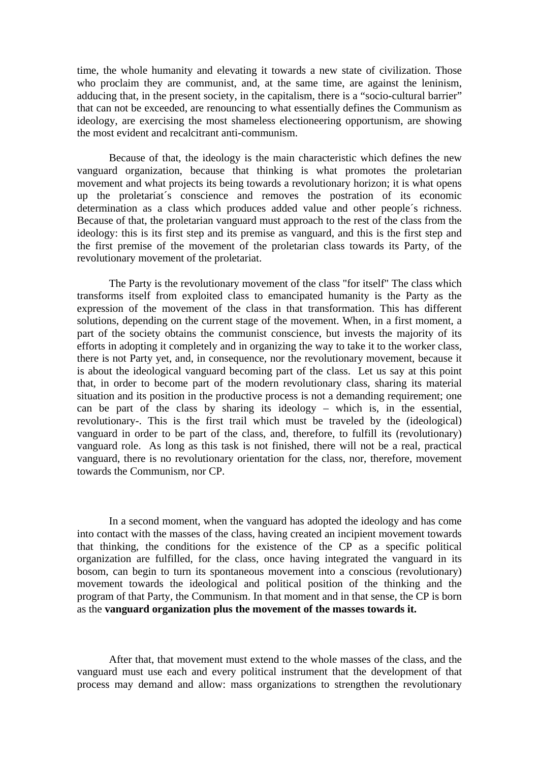time, the whole humanity and elevating it towards a new state of civilization. Those who proclaim they are communist, and, at the same time, are against the leninism, adducing that, in the present society, in the capitalism, there is a "socio-cultural barrier" that can not be exceeded, are renouncing to what essentially defines the Communism as ideology, are exercising the most shameless electioneering opportunism, are showing the most evident and recalcitrant anti-communism.

Because of that, the ideology is the main characteristic which defines the new vanguard organization, because that thinking is what promotes the proletarian movement and what projects its being towards a revolutionary horizon; it is what opens up the proletariat´s conscience and removes the postration of its economic determination as a class which produces added value and other people´s richness. Because of that, the proletarian vanguard must approach to the rest of the class from the ideology: this is its first step and its premise as vanguard, and this is the first step and the first premise of the movement of the proletarian class towards its Party, of the revolutionary movement of the proletariat.

The Party is the revolutionary movement of the class "for itself" The class which transforms itself from exploited class to emancipated humanity is the Party as the expression of the movement of the class in that transformation. This has different solutions, depending on the current stage of the movement. When, in a first moment, a part of the society obtains the communist conscience, but invests the majority of its efforts in adopting it completely and in organizing the way to take it to the worker class, there is not Party yet, and, in consequence, nor the revolutionary movement, because it is about the ideological vanguard becoming part of the class. Let us say at this point that, in order to become part of the modern revolutionary class, sharing its material situation and its position in the productive process is not a demanding requirement; one can be part of the class by sharing its ideology – which is, in the essential, revolutionary-. This is the first trail which must be traveled by the (ideological) vanguard in order to be part of the class, and, therefore, to fulfill its (revolutionary) vanguard role. As long as this task is not finished, there will not be a real, practical vanguard, there is no revolutionary orientation for the class, nor, therefore, movement towards the Communism, nor CP.

In a second moment, when the vanguard has adopted the ideology and has come into contact with the masses of the class, having created an incipient movement towards that thinking, the conditions for the existence of the CP as a specific political organization are fulfilled, for the class, once having integrated the vanguard in its bosom, can begin to turn its spontaneous movement into a conscious (revolutionary) movement towards the ideological and political position of the thinking and the program of that Party, the Communism. In that moment and in that sense, the CP is born as the **vanguard organization plus the movement of the masses towards it.**

After that, that movement must extend to the whole masses of the class, and the vanguard must use each and every political instrument that the development of that process may demand and allow: mass organizations to strengthen the revolutionary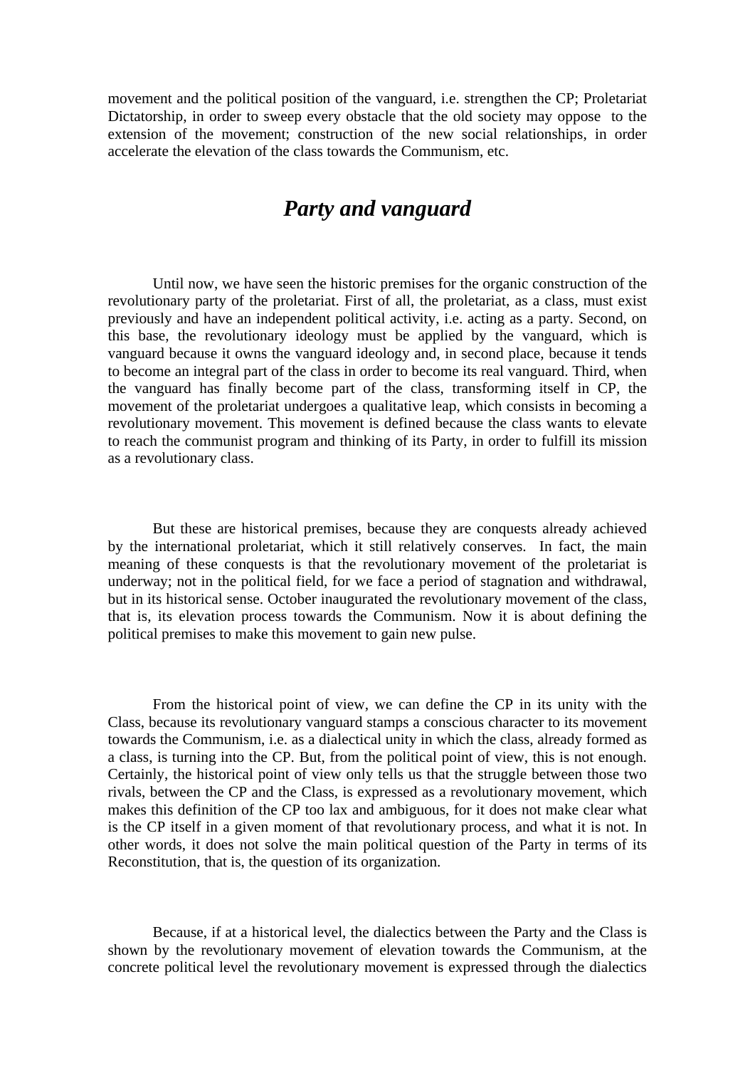movement and the political position of the vanguard, i.e. strengthen the CP; Proletariat Dictatorship, in order to sweep every obstacle that the old society may oppose to the extension of the movement; construction of the new social relationships, in order accelerate the elevation of the class towards the Communism, etc.

## *Party and vanguard*

Until now, we have seen the historic premises for the organic construction of the revolutionary party of the proletariat. First of all, the proletariat, as a class, must exist previously and have an independent political activity, i.e. acting as a party. Second, on this base, the revolutionary ideology must be applied by the vanguard, which is vanguard because it owns the vanguard ideology and, in second place, because it tends to become an integral part of the class in order to become its real vanguard. Third, when the vanguard has finally become part of the class, transforming itself in CP, the movement of the proletariat undergoes a qualitative leap, which consists in becoming a revolutionary movement. This movement is defined because the class wants to elevate to reach the communist program and thinking of its Party, in order to fulfill its mission as a revolutionary class.

But these are historical premises, because they are conquests already achieved by the international proletariat, which it still relatively conserves. In fact, the main meaning of these conquests is that the revolutionary movement of the proletariat is underway; not in the political field, for we face a period of stagnation and withdrawal, but in its historical sense. October inaugurated the revolutionary movement of the class, that is, its elevation process towards the Communism. Now it is about defining the political premises to make this movement to gain new pulse.

From the historical point of view, we can define the CP in its unity with the Class, because its revolutionary vanguard stamps a conscious character to its movement towards the Communism, i.e. as a dialectical unity in which the class, already formed as a class, is turning into the CP. But, from the political point of view, this is not enough. Certainly, the historical point of view only tells us that the struggle between those two rivals, between the CP and the Class, is expressed as a revolutionary movement, which makes this definition of the CP too lax and ambiguous, for it does not make clear what is the CP itself in a given moment of that revolutionary process, and what it is not. In other words, it does not solve the main political question of the Party in terms of its Reconstitution, that is, the question of its organization.

Because, if at a historical level, the dialectics between the Party and the Class is shown by the revolutionary movement of elevation towards the Communism, at the concrete political level the revolutionary movement is expressed through the dialectics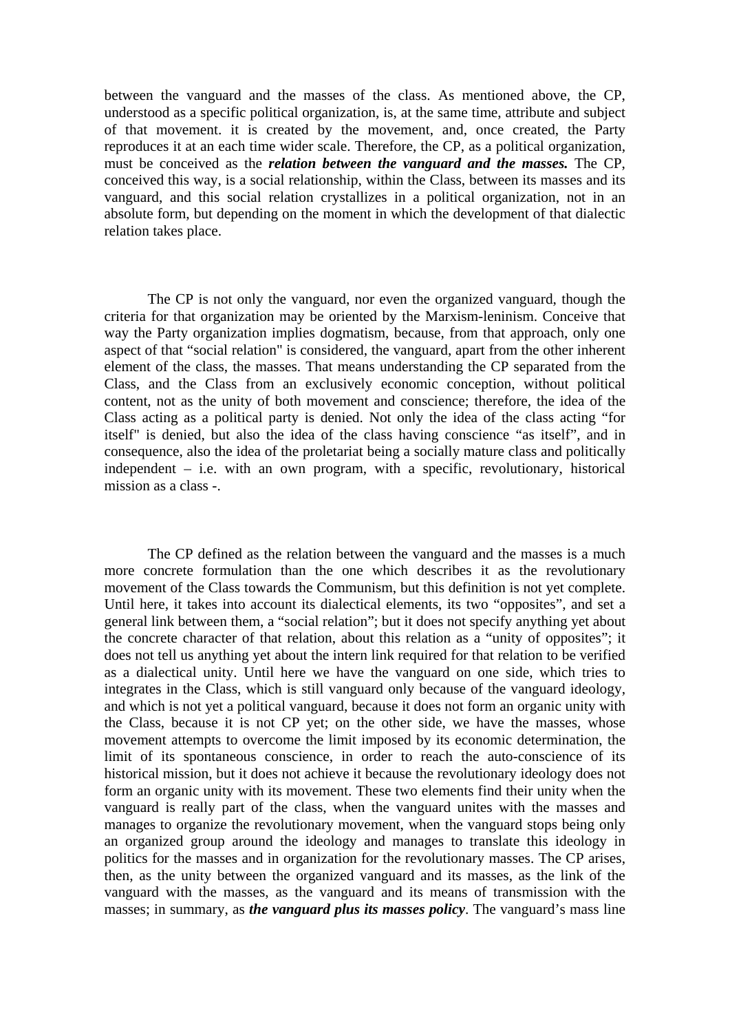between the vanguard and the masses of the class. As mentioned above, the CP, understood as a specific political organization, is, at the same time, attribute and subject of that movement. it is created by the movement, and, once created, the Party reproduces it at an each time wider scale. Therefore, the CP, as a political organization, must be conceived as the ***relation between the vanguard and the masses.*** The CP, conceived this way, is a social relationship, within the Class, between its masses and its vanguard, and this social relation crystallizes in a political organization, not in an absolute form, but depending on the moment in which the development of that dialectic relation takes place.

The CP is not only the vanguard, nor even the organized vanguard, though the criteria for that organization may be oriented by the Marxism-leninism. Conceive that way the Party organization implies dogmatism, because, from that approach, only one aspect of that "social relation" is considered, the vanguard, apart from the other inherent element of the class, the masses. That means understanding the CP separated from the Class, and the Class from an exclusively economic conception, without political content, not as the unity of both movement and conscience; therefore, the idea of the Class acting as a political party is denied. Not only the idea of the class acting "for itself" is denied, but also the idea of the class having conscience "as itself", and in consequence, also the idea of the proletariat being a socially mature class and politically independent – i.e. with an own program, with a specific, revolutionary, historical mission as a class -.

The CP defined as the relation between the vanguard and the masses is a much more concrete formulation than the one which describes it as the revolutionary movement of the Class towards the Communism, but this definition is not yet complete. Until here, it takes into account its dialectical elements, its two "opposites", and set a general link between them, a "social relation"; but it does not specify anything yet about the concrete character of that relation, about this relation as a "unity of opposites"; it does not tell us anything yet about the intern link required for that relation to be verified as a dialectical unity. Until here we have the vanguard on one side, which tries to integrates in the Class, which is still vanguard only because of the vanguard ideology, and which is not yet a political vanguard, because it does not form an organic unity with the Class, because it is not CP yet; on the other side, we have the masses, whose movement attempts to overcome the limit imposed by its economic determination, the limit of its spontaneous conscience, in order to reach the auto-conscience of its historical mission, but it does not achieve it because the revolutionary ideology does not form an organic unity with its movement. These two elements find their unity when the vanguard is really part of the class, when the vanguard unites with the masses and manages to organize the revolutionary movement, when the vanguard stops being only an organized group around the ideology and manages to translate this ideology in politics for the masses and in organization for the revolutionary masses. The CP arises, then, as the unity between the organized vanguard and its masses, as the link of the vanguard with the masses, as the vanguard and its means of transmission with the masses; in summary, as ***the vanguard plus its masses policy***. The vanguard's mass line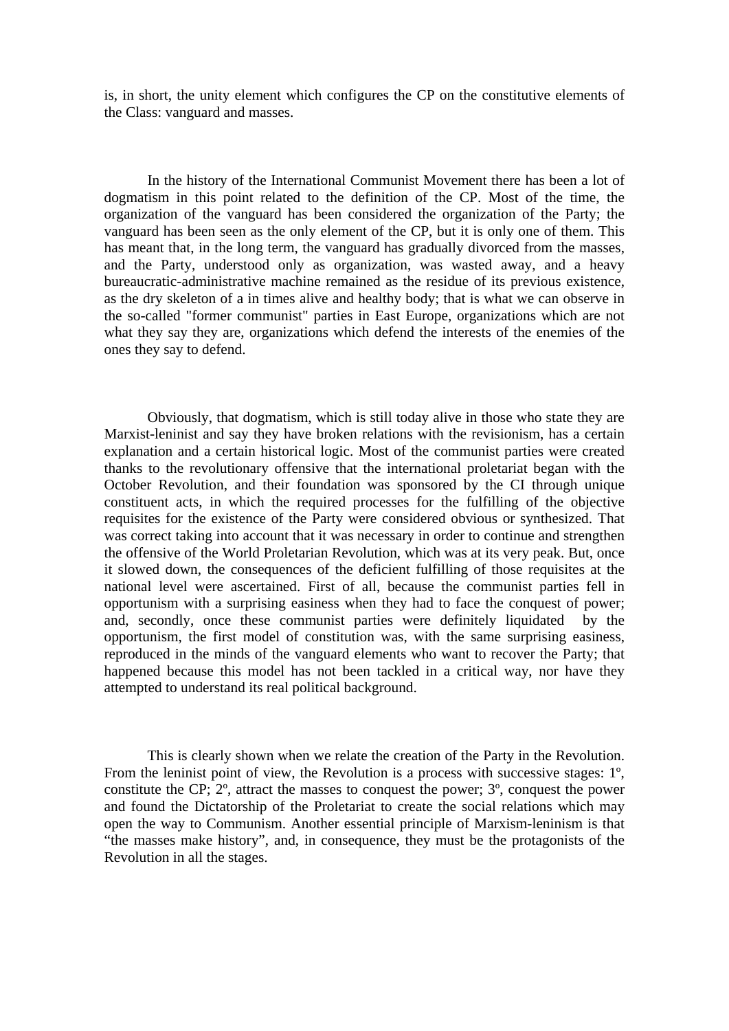is, in short, the unity element which configures the CP on the constitutive elements of the Class: vanguard and masses.

In the history of the International Communist Movement there has been a lot of dogmatism in this point related to the definition of the CP. Most of the time, the organization of the vanguard has been considered the organization of the Party; the vanguard has been seen as the only element of the CP, but it is only one of them. This has meant that, in the long term, the vanguard has gradually divorced from the masses, and the Party, understood only as organization, was wasted away, and a heavy bureaucratic-administrative machine remained as the residue of its previous existence, as the dry skeleton of a in times alive and healthy body; that is what we can observe in the so-called "former communist" parties in East Europe, organizations which are not what they say they are, organizations which defend the interests of the enemies of the ones they say to defend.

Obviously, that dogmatism, which is still today alive in those who state they are Marxist-leninist and say they have broken relations with the revisionism, has a certain explanation and a certain historical logic. Most of the communist parties were created thanks to the revolutionary offensive that the international proletariat began with the October Revolution, and their foundation was sponsored by the CI through unique constituent acts, in which the required processes for the fulfilling of the objective requisites for the existence of the Party were considered obvious or synthesized. That was correct taking into account that it was necessary in order to continue and strengthen the offensive of the World Proletarian Revolution, which was at its very peak. But, once it slowed down, the consequences of the deficient fulfilling of those requisites at the national level were ascertained. First of all, because the communist parties fell in opportunism with a surprising easiness when they had to face the conquest of power; and, secondly, once these communist parties were definitely liquidated by the opportunism, the first model of constitution was, with the same surprising easiness, reproduced in the minds of the vanguard elements who want to recover the Party; that happened because this model has not been tackled in a critical way, nor have they attempted to understand its real political background.

This is clearly shown when we relate the creation of the Party in the Revolution. From the leninist point of view, the Revolution is a process with successive stages: 1º, constitute the CP; 2º, attract the masses to conquest the power; 3º, conquest the power and found the Dictatorship of the Proletariat to create the social relations which may open the way to Communism. Another essential principle of Marxism-leninism is that “the masses make history”, and, in consequence, they must be the protagonists of the Revolution in all the stages.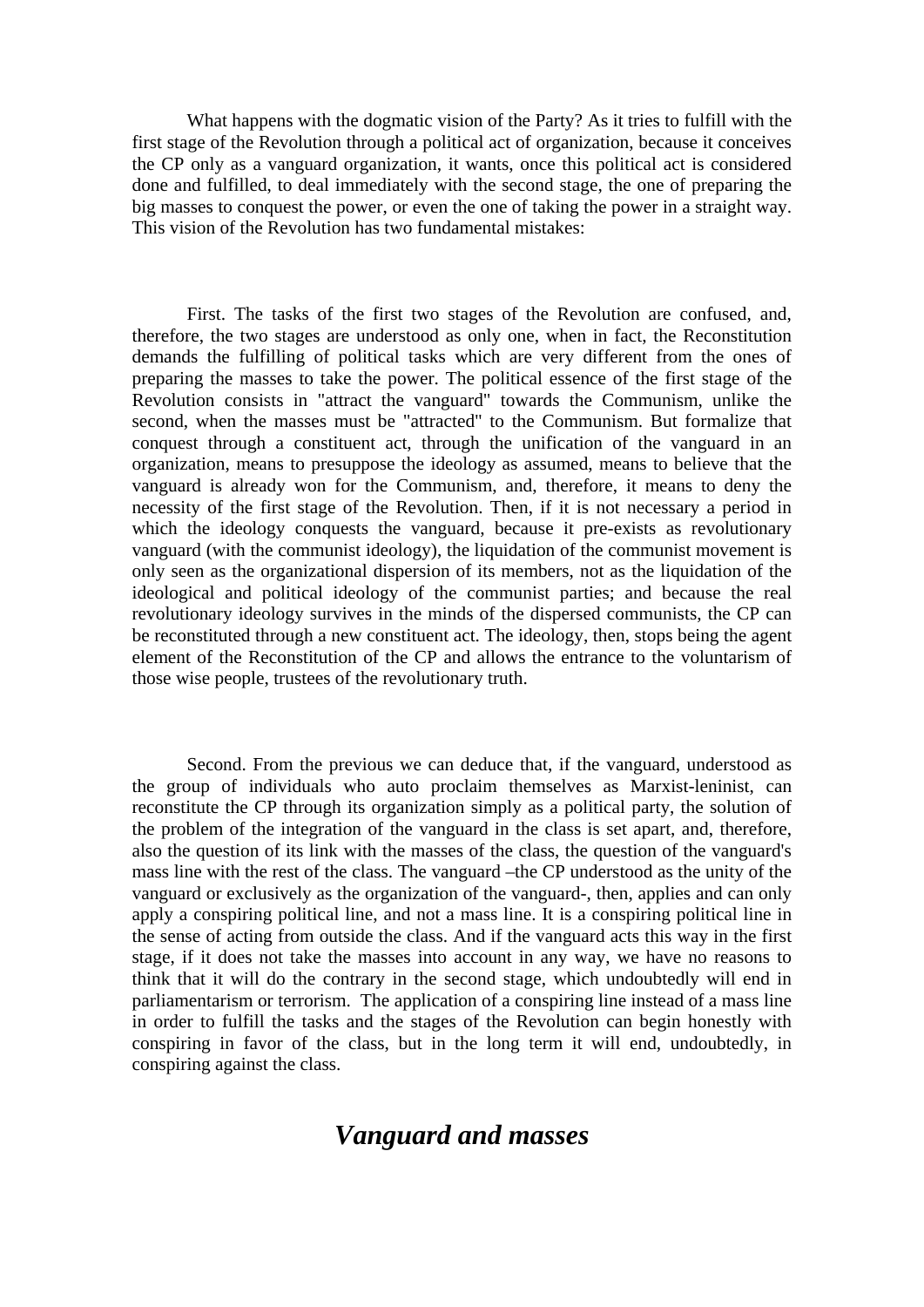What happens with the dogmatic vision of the Party? As it tries to fulfill with the first stage of the Revolution through a political act of organization, because it conceives the CP only as a vanguard organization, it wants, once this political act is considered done and fulfilled, to deal immediately with the second stage, the one of preparing the big masses to conquest the power, or even the one of taking the power in a straight way. This vision of the Revolution has two fundamental mistakes:

First. The tasks of the first two stages of the Revolution are confused, and, therefore, the two stages are understood as only one, when in fact, the Reconstitution demands the fulfilling of political tasks which are very different from the ones of preparing the masses to take the power. The political essence of the first stage of the Revolution consists in "attract the vanguard" towards the Communism, unlike the second, when the masses must be "attracted" to the Communism. But formalize that conquest through a constituent act, through the unification of the vanguard in an organization, means to presuppose the ideology as assumed, means to believe that the vanguard is already won for the Communism, and, therefore, it means to deny the necessity of the first stage of the Revolution. Then, if it is not necessary a period in which the ideology conquests the vanguard, because it pre-exists as revolutionary vanguard (with the communist ideology), the liquidation of the communist movement is only seen as the organizational dispersion of its members, not as the liquidation of the ideological and political ideology of the communist parties; and because the real revolutionary ideology survives in the minds of the dispersed communists, the CP can be reconstituted through a new constituent act. The ideology, then, stops being the agent element of the Reconstitution of the CP and allows the entrance to the voluntarism of those wise people, trustees of the revolutionary truth.

Second. From the previous we can deduce that, if the vanguard, understood as the group of individuals who auto proclaim themselves as Marxist-leninist, can reconstitute the CP through its organization simply as a political party, the solution of the problem of the integration of the vanguard in the class is set apart, and, therefore, also the question of its link with the masses of the class, the question of the vanguard's mass line with the rest of the class. The vanguard –the CP understood as the unity of the vanguard or exclusively as the organization of the vanguard-, then, applies and can only apply a conspiring political line, and not a mass line. It is a conspiring political line in the sense of acting from outside the class. And if the vanguard acts this way in the first stage, if it does not take the masses into account in any way, we have no reasons to think that it will do the contrary in the second stage, which undoubtedly will end in parliamentarism or terrorism. The application of a conspiring line instead of a mass line in order to fulfill the tasks and the stages of the Revolution can begin honestly with conspiring in favor of the class, but in the long term it will end, undoubtedly, in conspiring against the class.

## *Vanguard and masses*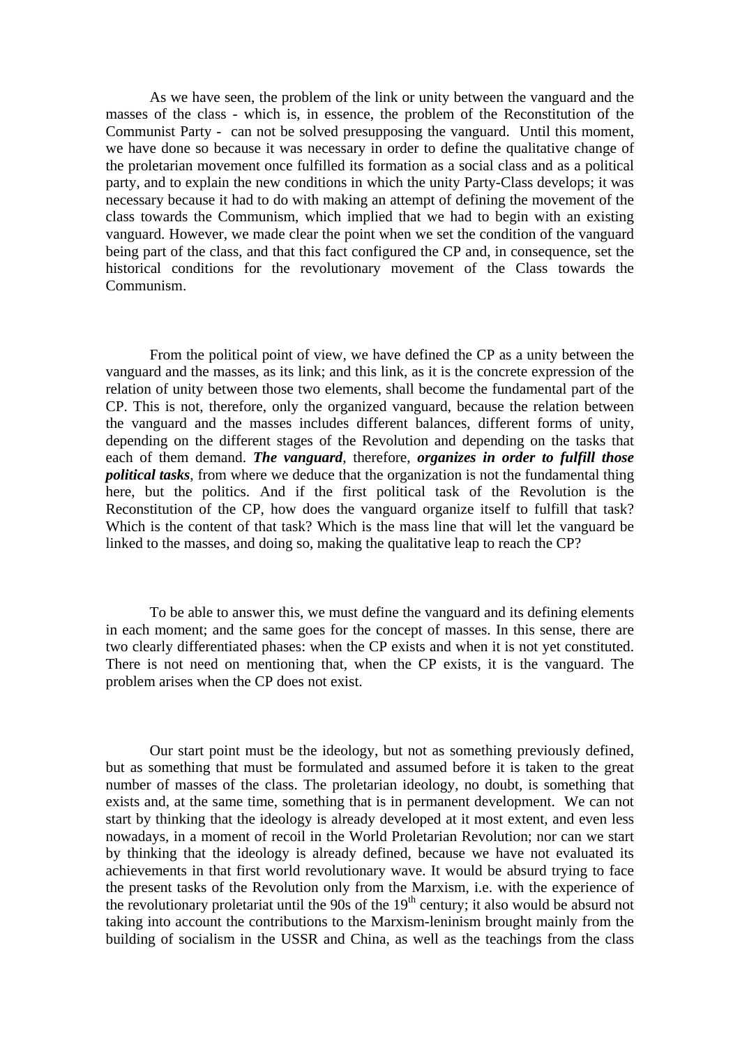As we have seen, the problem of the link or unity between the vanguard and the masses of the class - which is, in essence, the problem of the Reconstitution of the Communist Party - can not be solved presupposing the vanguard. Until this moment, we have done so because it was necessary in order to define the qualitative change of the proletarian movement once fulfilled its formation as a social class and as a political party, and to explain the new conditions in which the unity Party-Class develops; it was necessary because it had to do with making an attempt of defining the movement of the class towards the Communism, which implied that we had to begin with an existing vanguard. However, we made clear the point when we set the condition of the vanguard being part of the class, and that this fact configured the CP and, in consequence, set the historical conditions for the revolutionary movement of the Class towards the Communism.

From the political point of view, we have defined the CP as a unity between the vanguard and the masses, as its link; and this link, as it is the concrete expression of the relation of unity between those two elements, shall become the fundamental part of the CP. This is not, therefore, only the organized vanguard, because the relation between the vanguard and the masses includes different balances, different forms of unity, depending on the different stages of the Revolution and depending on the tasks that each of them demand. ***The vanguard***, therefore, ***organizes in order to fulfill those political tasks***, from where we deduce that the organization is not the fundamental thing here, but the politics. And if the first political task of the Revolution is the Reconstitution of the CP, how does the vanguard organize itself to fulfill that task? Which is the content of that task? Which is the mass line that will let the vanguard be linked to the masses, and doing so, making the qualitative leap to reach the CP?

To be able to answer this, we must define the vanguard and its defining elements in each moment; and the same goes for the concept of masses. In this sense, there are two clearly differentiated phases: when the CP exists and when it is not yet constituted. There is not need on mentioning that, when the CP exists, it is the vanguard. The problem arises when the CP does not exist.

Our start point must be the ideology, but not as something previously defined, but as something that must be formulated and assumed before it is taken to the great number of masses of the class. The proletarian ideology, no doubt, is something that exists and, at the same time, something that is in permanent development. We can not start by thinking that the ideology is already developed at it most extent, and even less nowadays, in a moment of recoil in the World Proletarian Revolution; nor can we start by thinking that the ideology is already defined, because we have not evaluated its achievements in that first world revolutionary wave. It would be absurd trying to face the present tasks of the Revolution only from the Marxism, i.e. with the experience of the revolutionary proletariat until the 90s of the 19th century; it also would be absurd not taking into account the contributions to the Marxism-leninism brought mainly from the building of socialism in the USSR and China, as well as the teachings from the class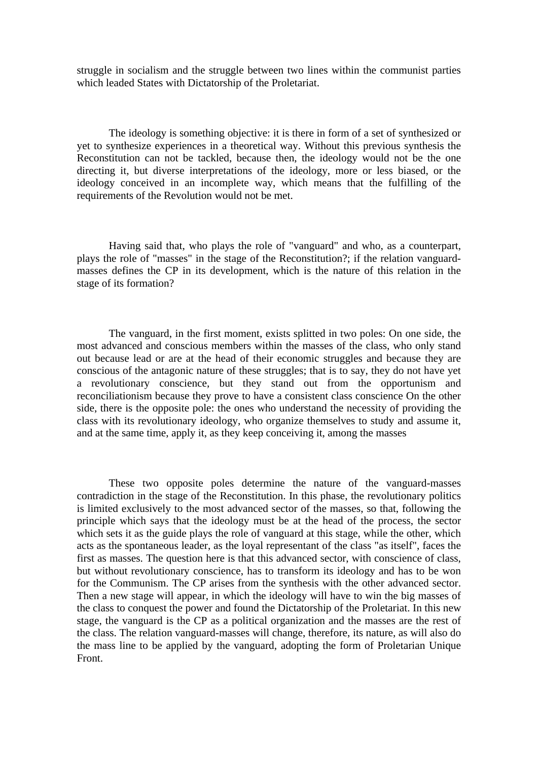struggle in socialism and the struggle between two lines within the communist parties which leaded States with Dictatorship of the Proletariat.

The ideology is something objective: it is there in form of a set of synthesized or yet to synthesize experiences in a theoretical way. Without this previous synthesis the Reconstitution can not be tackled, because then, the ideology would not be the one directing it, but diverse interpretations of the ideology, more or less biased, or the ideology conceived in an incomplete way, which means that the fulfilling of the requirements of the Revolution would not be met.

Having said that, who plays the role of "vanguard" and who, as a counterpart, plays the role of "masses" in the stage of the Reconstitution?; if the relation vanguard-masses defines the CP in its development, which is the nature of this relation in the stage of its formation?

The vanguard, in the first moment, exists splitted in two poles: On one side, the most advanced and conscious members within the masses of the class, who only stand out because lead or are at the head of their economic struggles and because they are conscious of the antagonic nature of these struggles; that is to say, they do not have yet a revolutionary conscience, but they stand out from the opportunism and reconciliationism because they prove to have a consistent class conscience On the other side, there is the opposite pole: the ones who understand the necessity of providing the class with its revolutionary ideology, who organize themselves to study and assume it, and at the same time, apply it, as they keep conceiving it, among the masses

These two opposite poles determine the nature of the vanguard-masses contradiction in the stage of the Reconstitution. In this phase, the revolutionary politics is limited exclusively to the most advanced sector of the masses, so that, following the principle which says that the ideology must be at the head of the process, the sector which sets it as the guide plays the role of vanguard at this stage, while the other, which acts as the spontaneous leader, as the loyal representant of the class "as itself", faces the first as masses. The question here is that this advanced sector, with conscience of class, but without revolutionary conscience, has to transform its ideology and has to be won for the Communism. The CP arises from the synthesis with the other advanced sector. Then a new stage will appear, in which the ideology will have to win the big masses of the class to conquest the power and found the Dictatorship of the Proletariat. In this new stage, the vanguard is the CP as a political organization and the masses are the rest of the class. The relation vanguard-masses will change, therefore, its nature, as will also do the mass line to be applied by the vanguard, adopting the form of Proletarian Unique Front.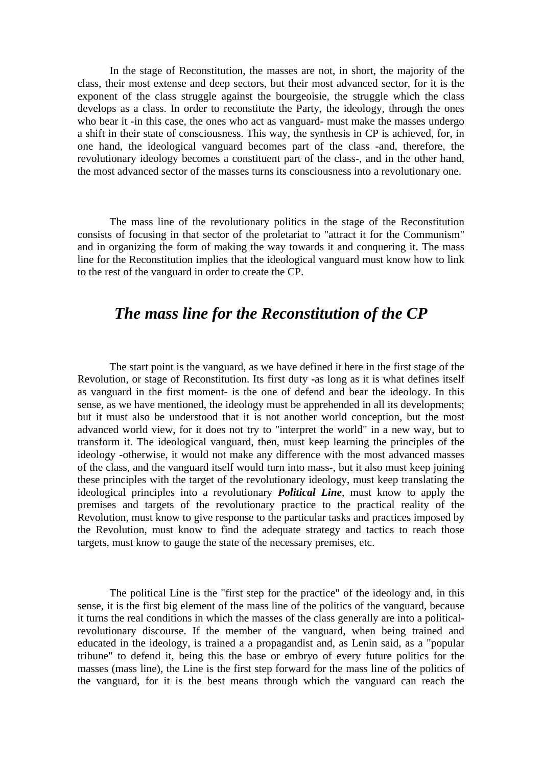In the stage of Reconstitution, the masses are not, in short, the majority of the class, their most extense and deep sectors, but their most advanced sector, for it is the exponent of the class struggle against the bourgeoisie, the struggle which the class develops as a class. In order to reconstitute the Party, the ideology, through the ones who bear it -in this case, the ones who act as vanguard- must make the masses undergo a shift in their state of consciousness. This way, the synthesis in CP is achieved, for, in one hand, the ideological vanguard becomes part of the class -and, therefore, the revolutionary ideology becomes a constituent part of the class-, and in the other hand, the most advanced sector of the masses turns its consciousness into a revolutionary one.

The mass line of the revolutionary politics in the stage of the Reconstitution consists of focusing in that sector of the proletariat to "attract it for the Communism" and in organizing the form of making the way towards it and conquering it. The mass line for the Reconstitution implies that the ideological vanguard must know how to link to the rest of the vanguard in order to create the CP.

## *The mass line for the Reconstitution of the CP*

The start point is the vanguard, as we have defined it here in the first stage of the Revolution, or stage of Reconstitution. Its first duty -as long as it is what defines itself as vanguard in the first moment- is the one of defend and bear the ideology. In this sense, as we have mentioned, the ideology must be apprehended in all its developments; but it must also be understood that it is not another world conception, but the most advanced world view, for it does not try to "interpret the world" in a new way, but to transform it. The ideological vanguard, then, must keep learning the principles of the ideology -otherwise, it would not make any difference with the most advanced masses of the class, and the vanguard itself would turn into mass-, but it also must keep joining these principles with the target of the revolutionary ideology, must keep translating the ideological principles into a revolutionary ***Political Line***, must know to apply the premises and targets of the revolutionary practice to the practical reality of the Revolution, must know to give response to the particular tasks and practices imposed by the Revolution, must know to find the adequate strategy and tactics to reach those targets, must know to gauge the state of the necessary premises, etc.

The political Line is the "first step for the practice" of the ideology and, in this sense, it is the first big element of the mass line of the politics of the vanguard, because it turns the real conditions in which the masses of the class generally are into a political-revolutionary discourse. If the member of the vanguard, when being trained and educated in the ideology, is trained a a propagandist and, as Lenin said, as a "popular tribune" to defend it, being this the base or embryo of every future politics for the masses (mass line), the Line is the first step forward for the mass line of the politics of the vanguard, for it is the best means through which the vanguard can reach the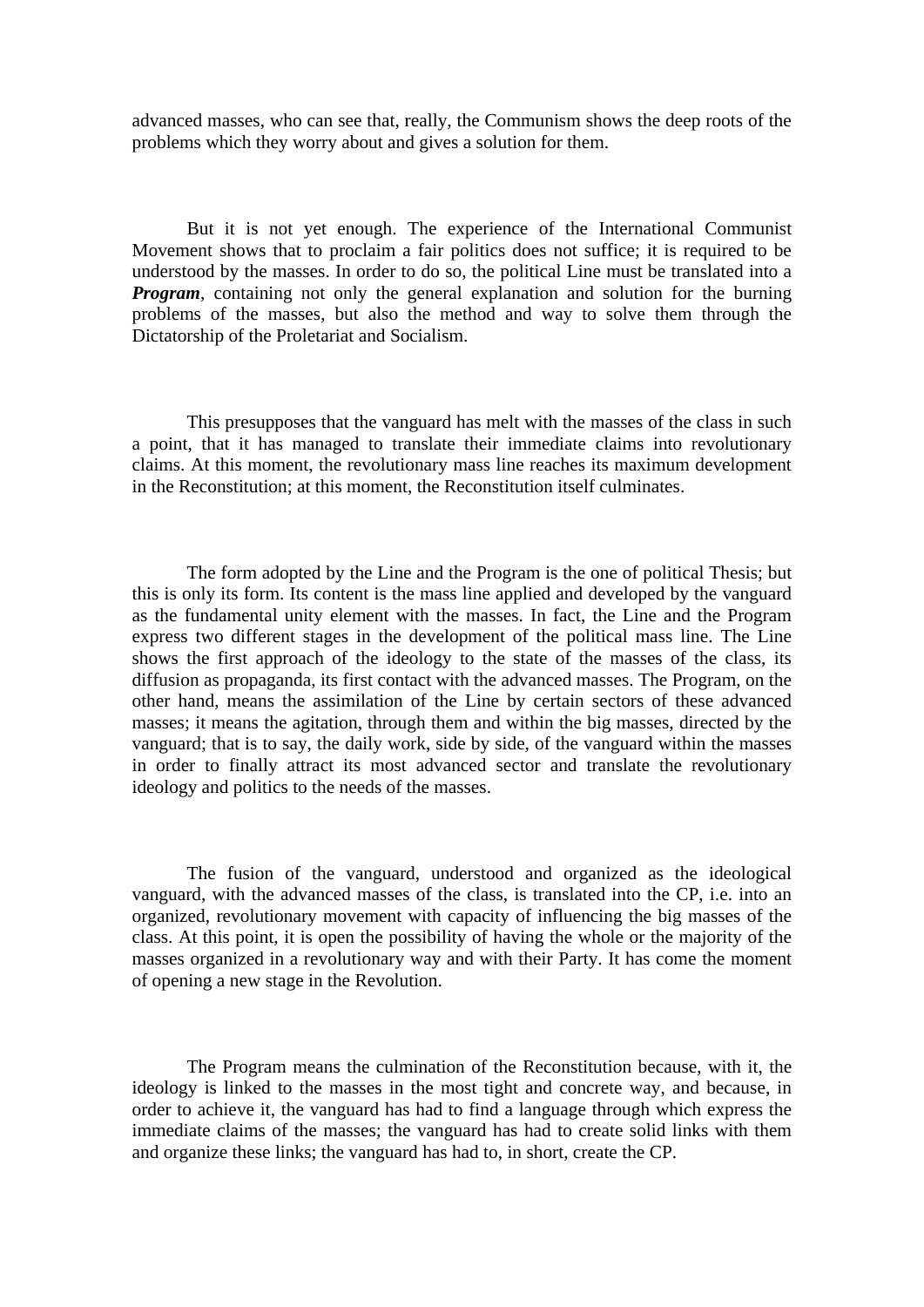advanced masses, who can see that, really, the Communism shows the deep roots of the problems which they worry about and gives a solution for them.

But it is not yet enough. The experience of the International Communist Movement shows that to proclaim a fair politics does not suffice; it is required to be understood by the masses. In order to do so, the political Line must be translated into a ***Program***, containing not only the general explanation and solution for the burning problems of the masses, but also the method and way to solve them through the Dictatorship of the Proletariat and Socialism.

This presupposes that the vanguard has melt with the masses of the class in such a point, that it has managed to translate their immediate claims into revolutionary claims. At this moment, the revolutionary mass line reaches its maximum development in the Reconstitution; at this moment, the Reconstitution itself culminates.

The form adopted by the Line and the Program is the one of political Thesis; but this is only its form. Its content is the mass line applied and developed by the vanguard as the fundamental unity element with the masses. In fact, the Line and the Program express two different stages in the development of the political mass line. The Line shows the first approach of the ideology to the state of the masses of the class, its diffusion as propaganda, its first contact with the advanced masses. The Program, on the other hand, means the assimilation of the Line by certain sectors of these advanced masses; it means the agitation, through them and within the big masses, directed by the vanguard; that is to say, the daily work, side by side, of the vanguard within the masses in order to finally attract its most advanced sector and translate the revolutionary ideology and politics to the needs of the masses.

The fusion of the vanguard, understood and organized as the ideological vanguard, with the advanced masses of the class, is translated into the CP, i.e. into an organized, revolutionary movement with capacity of influencing the big masses of the class. At this point, it is open the possibility of having the whole or the majority of the masses organized in a revolutionary way and with their Party. It has come the moment of opening a new stage in the Revolution.

The Program means the culmination of the Reconstitution because, with it, the ideology is linked to the masses in the most tight and concrete way, and because, in order to achieve it, the vanguard has had to find a language through which express the immediate claims of the masses; the vanguard has had to create solid links with them and organize these links; the vanguard has had to, in short, create the CP.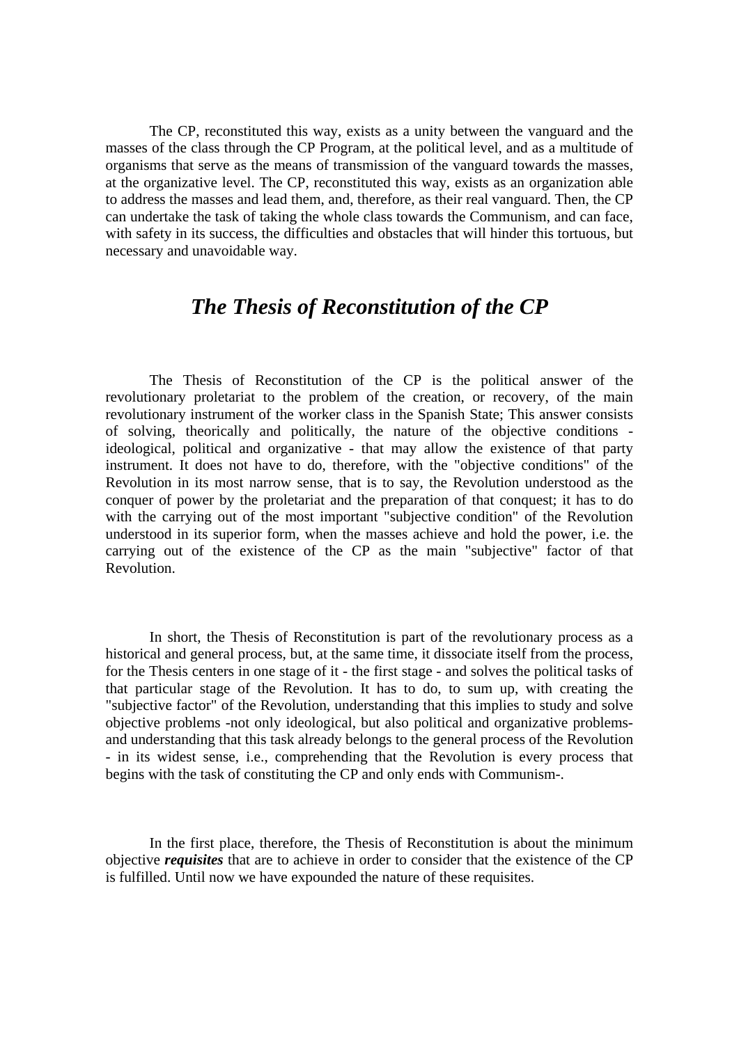The CP, reconstituted this way, exists as a unity between the vanguard and the masses of the class through the CP Program, at the political level, and as a multitude of organisms that serve as the means of transmission of the vanguard towards the masses, at the organizative level. The CP, reconstituted this way, exists as an organization able to address the masses and lead them, and, therefore, as their real vanguard. Then, the CP can undertake the task of taking the whole class towards the Communism, and can face, with safety in its success, the difficulties and obstacles that will hinder this tortuous, but necessary and unavoidable way.

## *The Thesis of Reconstitution of the CP*

The Thesis of Reconstitution of the CP is the political answer of the revolutionary proletariat to the problem of the creation, or recovery, of the main revolutionary instrument of the worker class in the Spanish State; This answer consists of solving, theorically and politically, the nature of the objective conditions - ideological, political and organizative - that may allow the existence of that party instrument. It does not have to do, therefore, with the "objective conditions" of the Revolution in its most narrow sense, that is to say, the Revolution understood as the conquer of power by the proletariat and the preparation of that conquest; it has to do with the carrying out of the most important "subjective condition" of the Revolution understood in its superior form, when the masses achieve and hold the power, i.e. the carrying out of the existence of the CP as the main "subjective" factor of that Revolution.

In short, the Thesis of Reconstitution is part of the revolutionary process as a historical and general process, but, at the same time, it dissociate itself from the process, for the Thesis centers in one stage of it - the first stage - and solves the political tasks of that particular stage of the Revolution. It has to do, to sum up, with creating the "subjective factor" of the Revolution, understanding that this implies to study and solve objective problems -not only ideological, but also political and organizative problems- and understanding that this task already belongs to the general process of the Revolution - in its widest sense, i.e., comprehending that the Revolution is every process that begins with the task of constituting the CP and only ends with Communism-.

In the first place, therefore, the Thesis of Reconstitution is about the minimum objective ***requisites*** that are to achieve in order to consider that the existence of the CP is fulfilled. Until now we have expounded the nature of these requisites.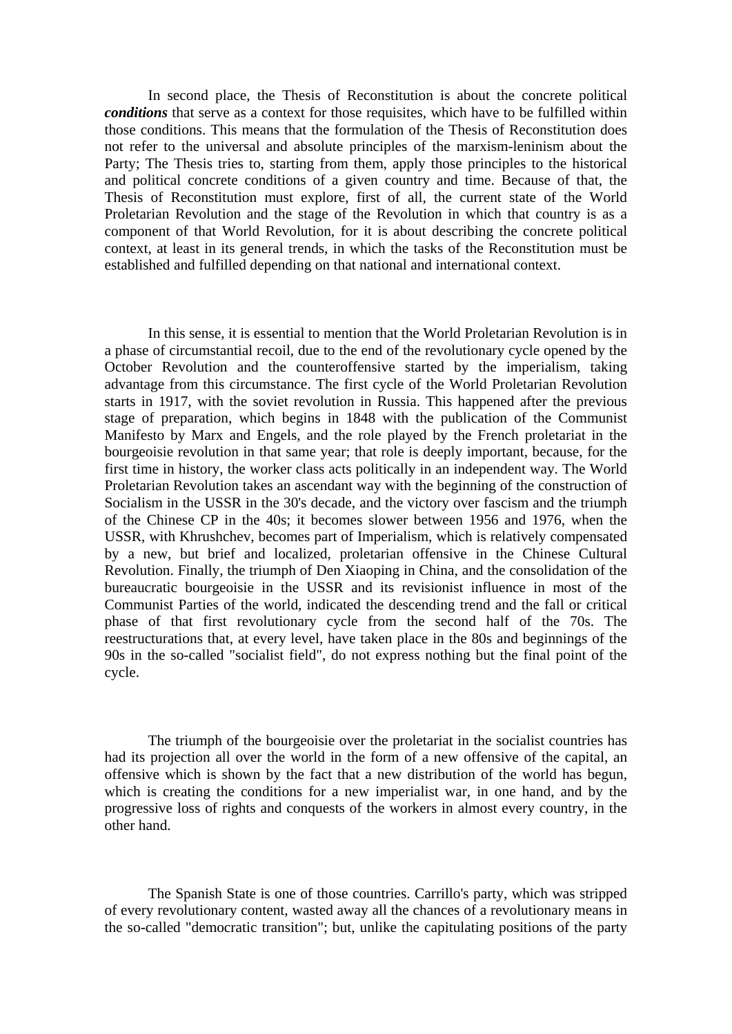In second place, the Thesis of Reconstitution is about the concrete political ***conditions*** that serve as a context for those requisites, which have to be fulfilled within those conditions. This means that the formulation of the Thesis of Reconstitution does not refer to the universal and absolute principles of the marxism-leninism about the Party; The Thesis tries to, starting from them, apply those principles to the historical and political concrete conditions of a given country and time. Because of that, the Thesis of Reconstitution must explore, first of all, the current state of the World Proletarian Revolution and the stage of the Revolution in which that country is as a component of that World Revolution, for it is about describing the concrete political context, at least in its general trends, in which the tasks of the Reconstitution must be established and fulfilled depending on that national and international context.

In this sense, it is essential to mention that the World Proletarian Revolution is in a phase of circumstantial recoil, due to the end of the revolutionary cycle opened by the October Revolution and the counteroffensive started by the imperialism, taking advantage from this circumstance. The first cycle of the World Proletarian Revolution starts in 1917, with the soviet revolution in Russia. This happened after the previous stage of preparation, which begins in 1848 with the publication of the Communist Manifesto by Marx and Engels, and the role played by the French proletariat in the bourgeoisie revolution in that same year; that role is deeply important, because, for the first time in history, the worker class acts politically in an independent way. The World Proletarian Revolution takes an ascendant way with the beginning of the construction of Socialism in the USSR in the 30's decade, and the victory over fascism and the triumph of the Chinese CP in the 40s; it becomes slower between 1956 and 1976, when the USSR, with Khrushchev, becomes part of Imperialism, which is relatively compensated by a new, but brief and localized, proletarian offensive in the Chinese Cultural Revolution. Finally, the triumph of Den Xiaoping in China, and the consolidation of the bureaucratic bourgeoisie in the USSR and its revisionist influence in most of the Communist Parties of the world, indicated the descending trend and the fall or critical phase of that first revolutionary cycle from the second half of the 70s. The reestructurations that, at every level, have taken place in the 80s and beginnings of the 90s in the so-called "socialist field", do not express nothing but the final point of the cycle.

The triumph of the bourgeoisie over the proletariat in the socialist countries has had its projection all over the world in the form of a new offensive of the capital, an offensive which is shown by the fact that a new distribution of the world has begun, which is creating the conditions for a new imperialist war, in one hand, and by the progressive loss of rights and conquests of the workers in almost every country, in the other hand.

The Spanish State is one of those countries. Carrillo's party, which was stripped of every revolutionary content, wasted away all the chances of a revolutionary means in the so-called "democratic transition"; but, unlike the capitulating positions of the party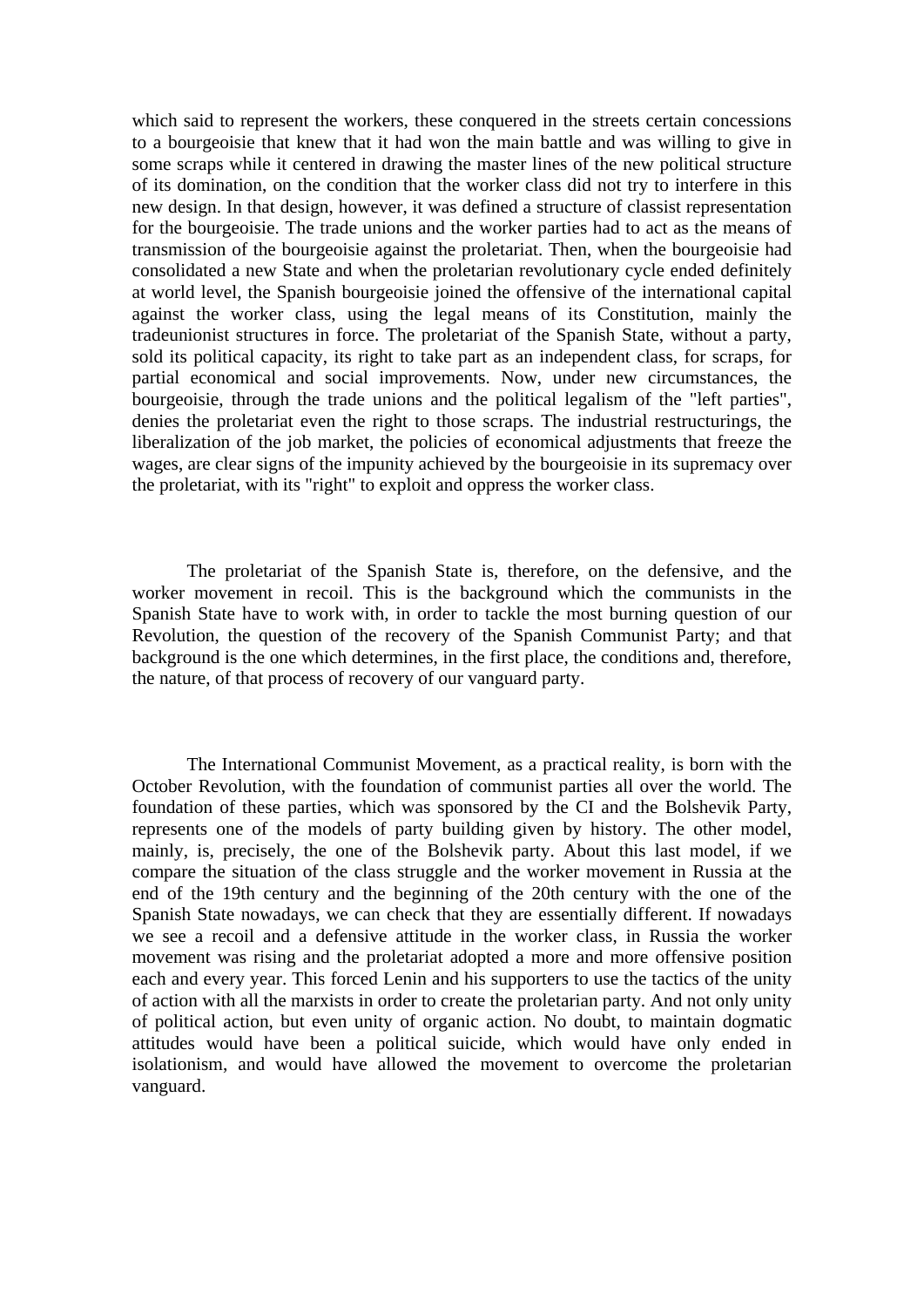which said to represent the workers, these conquered in the streets certain concessions to a bourgeoisie that knew that it had won the main battle and was willing to give in some scraps while it centered in drawing the master lines of the new political structure of its domination, on the condition that the worker class did not try to interfere in this new design. In that design, however, it was defined a structure of classist representation for the bourgeoisie. The trade unions and the worker parties had to act as the means of transmission of the bourgeoisie against the proletariat. Then, when the bourgeoisie had consolidated a new State and when the proletarian revolutionary cycle ended definitely at world level, the Spanish bourgeoisie joined the offensive of the international capital against the worker class, using the legal means of its Constitution, mainly the tradeunionist structures in force. The proletariat of the Spanish State, without a party, sold its political capacity, its right to take part as an independent class, for scraps, for partial economical and social improvements. Now, under new circumstances, the bourgeoisie, through the trade unions and the political legalism of the "left parties", denies the proletariat even the right to those scraps. The industrial restructurings, the liberalization of the job market, the policies of economical adjustments that freeze the wages, are clear signs of the impunity achieved by the bourgeoisie in its supremacy over the proletariat, with its "right" to exploit and oppress the worker class.

The proletariat of the Spanish State is, therefore, on the defensive, and the worker movement in recoil. This is the background which the communists in the Spanish State have to work with, in order to tackle the most burning question of our Revolution, the question of the recovery of the Spanish Communist Party; and that background is the one which determines, in the first place, the conditions and, therefore, the nature, of that process of recovery of our vanguard party.

The International Communist Movement, as a practical reality, is born with the October Revolution, with the foundation of communist parties all over the world. The foundation of these parties, which was sponsored by the CI and the Bolshevik Party, represents one of the models of party building given by history. The other model, mainly, is, precisely, the one of the Bolshevik party. About this last model, if we compare the situation of the class struggle and the worker movement in Russia at the end of the 19th century and the beginning of the 20th century with the one of the Spanish State nowadays, we can check that they are essentially different. If nowadays we see a recoil and a defensive attitude in the worker class, in Russia the worker movement was rising and the proletariat adopted a more and more offensive position each and every year. This forced Lenin and his supporters to use the tactics of the unity of action with all the marxists in order to create the proletarian party. And not only unity of political action, but even unity of organic action. No doubt, to maintain dogmatic attitudes would have been a political suicide, which would have only ended in isolationism, and would have allowed the movement to overcome the proletarian vanguard.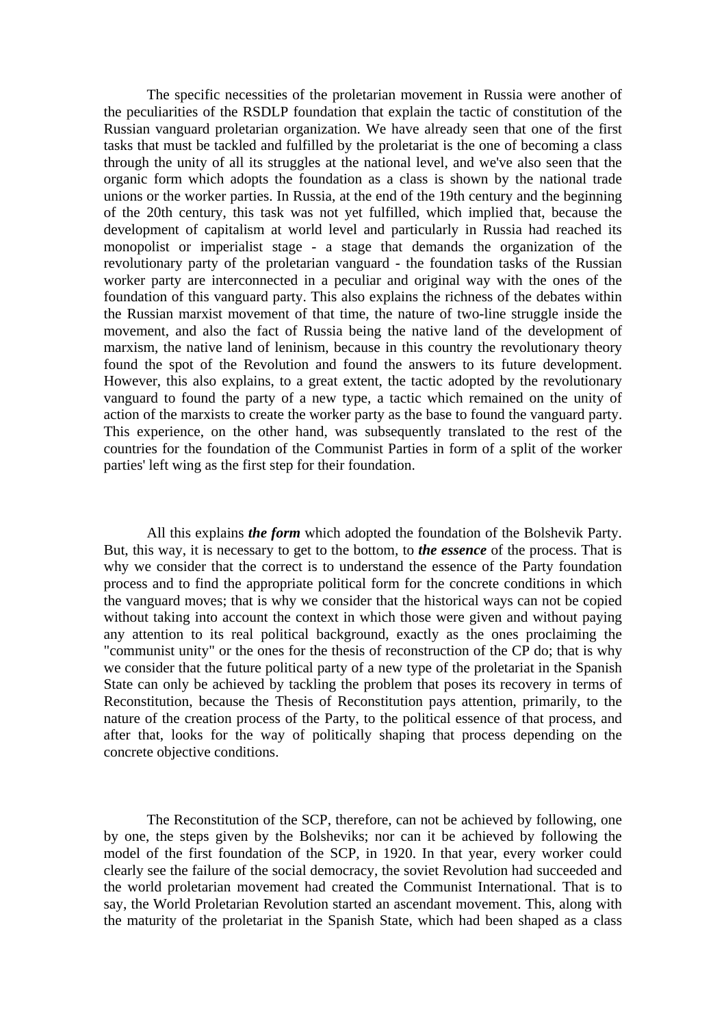The specific necessities of the proletarian movement in Russia were another of the peculiarities of the RSDLP foundation that explain the tactic of constitution of the Russian vanguard proletarian organization. We have already seen that one of the first tasks that must be tackled and fulfilled by the proletariat is the one of becoming a class through the unity of all its struggles at the national level, and we've also seen that the organic form which adopts the foundation as a class is shown by the national trade unions or the worker parties. In Russia, at the end of the 19th century and the beginning of the 20th century, this task was not yet fulfilled, which implied that, because the development of capitalism at world level and particularly in Russia had reached its monopolist or imperialist stage - a stage that demands the organization of the revolutionary party of the proletarian vanguard - the foundation tasks of the Russian worker party are interconnected in a peculiar and original way with the ones of the foundation of this vanguard party. This also explains the richness of the debates within the Russian marxist movement of that time, the nature of two-line struggle inside the movement, and also the fact of Russia being the native land of the development of marxism, the native land of leninism, because in this country the revolutionary theory found the spot of the Revolution and found the answers to its future development. However, this also explains, to a great extent, the tactic adopted by the revolutionary vanguard to found the party of a new type, a tactic which remained on the unity of action of the marxists to create the worker party as the base to found the vanguard party. This experience, on the other hand, was subsequently translated to the rest of the countries for the foundation of the Communist Parties in form of a split of the worker parties' left wing as the first step for their foundation.

All this explains ***the form*** which adopted the foundation of the Bolshevik Party. But, this way, it is necessary to get to the bottom, to ***the essence*** of the process. That is why we consider that the correct is to understand the essence of the Party foundation process and to find the appropriate political form for the concrete conditions in which the vanguard moves; that is why we consider that the historical ways can not be copied without taking into account the context in which those were given and without paying any attention to its real political background, exactly as the ones proclaiming the "communist unity" or the ones for the thesis of reconstruction of the CP do; that is why we consider that the future political party of a new type of the proletariat in the Spanish State can only be achieved by tackling the problem that poses its recovery in terms of Reconstitution, because the Thesis of Reconstitution pays attention, primarily, to the nature of the creation process of the Party, to the political essence of that process, and after that, looks for the way of politically shaping that process depending on the concrete objective conditions.

The Reconstitution of the SCP, therefore, can not be achieved by following, one by one, the steps given by the Bolsheviks; nor can it be achieved by following the model of the first foundation of the SCP, in 1920. In that year, every worker could clearly see the failure of the social democracy, the soviet Revolution had succeeded and the world proletarian movement had created the Communist International. That is to say, the World Proletarian Revolution started an ascendant movement. This, along with the maturity of the proletariat in the Spanish State, which had been shaped as a class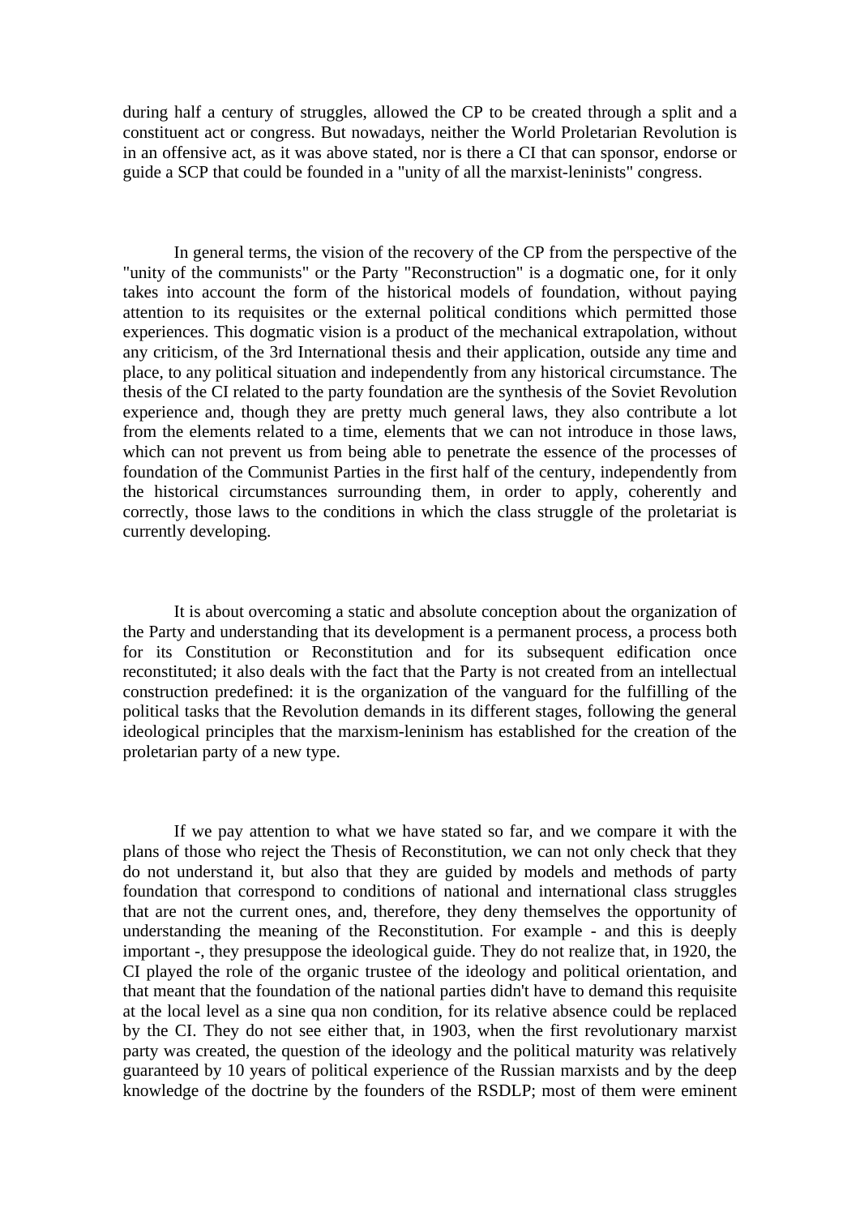during half a century of struggles, allowed the CP to be created through a split and a constituent act or congress. But nowadays, neither the World Proletarian Revolution is in an offensive act, as it was above stated, nor is there a CI that can sponsor, endorse or guide a SCP that could be founded in a "unity of all the marxist-leninists" congress.

In general terms, the vision of the recovery of the CP from the perspective of the "unity of the communists" or the Party "Reconstruction" is a dogmatic one, for it only takes into account the form of the historical models of foundation, without paying attention to its requisites or the external political conditions which permitted those experiences. This dogmatic vision is a product of the mechanical extrapolation, without any criticism, of the 3rd International thesis and their application, outside any time and place, to any political situation and independently from any historical circumstance. The thesis of the CI related to the party foundation are the synthesis of the Soviet Revolution experience and, though they are pretty much general laws, they also contribute a lot from the elements related to a time, elements that we can not introduce in those laws, which can not prevent us from being able to penetrate the essence of the processes of foundation of the Communist Parties in the first half of the century, independently from the historical circumstances surrounding them, in order to apply, coherently and correctly, those laws to the conditions in which the class struggle of the proletariat is currently developing.

It is about overcoming a static and absolute conception about the organization of the Party and understanding that its development is a permanent process, a process both for its Constitution or Reconstitution and for its subsequent edification once reconstituted; it also deals with the fact that the Party is not created from an intellectual construction predefined: it is the organization of the vanguard for the fulfilling of the political tasks that the Revolution demands in its different stages, following the general ideological principles that the marxism-leninism has established for the creation of the proletarian party of a new type.

If we pay attention to what we have stated so far, and we compare it with the plans of those who reject the Thesis of Reconstitution, we can not only check that they do not understand it, but also that they are guided by models and methods of party foundation that correspond to conditions of national and international class struggles that are not the current ones, and, therefore, they deny themselves the opportunity of understanding the meaning of the Reconstitution. For example - and this is deeply important -, they presuppose the ideological guide. They do not realize that, in 1920, the CI played the role of the organic trustee of the ideology and political orientation, and that meant that the foundation of the national parties didn't have to demand this requisite at the local level as a sine qua non condition, for its relative absence could be replaced by the CI. They do not see either that, in 1903, when the first revolutionary marxist party was created, the question of the ideology and the political maturity was relatively guaranteed by 10 years of political experience of the Russian marxists and by the deep knowledge of the doctrine by the founders of the RSDLP; most of them were eminent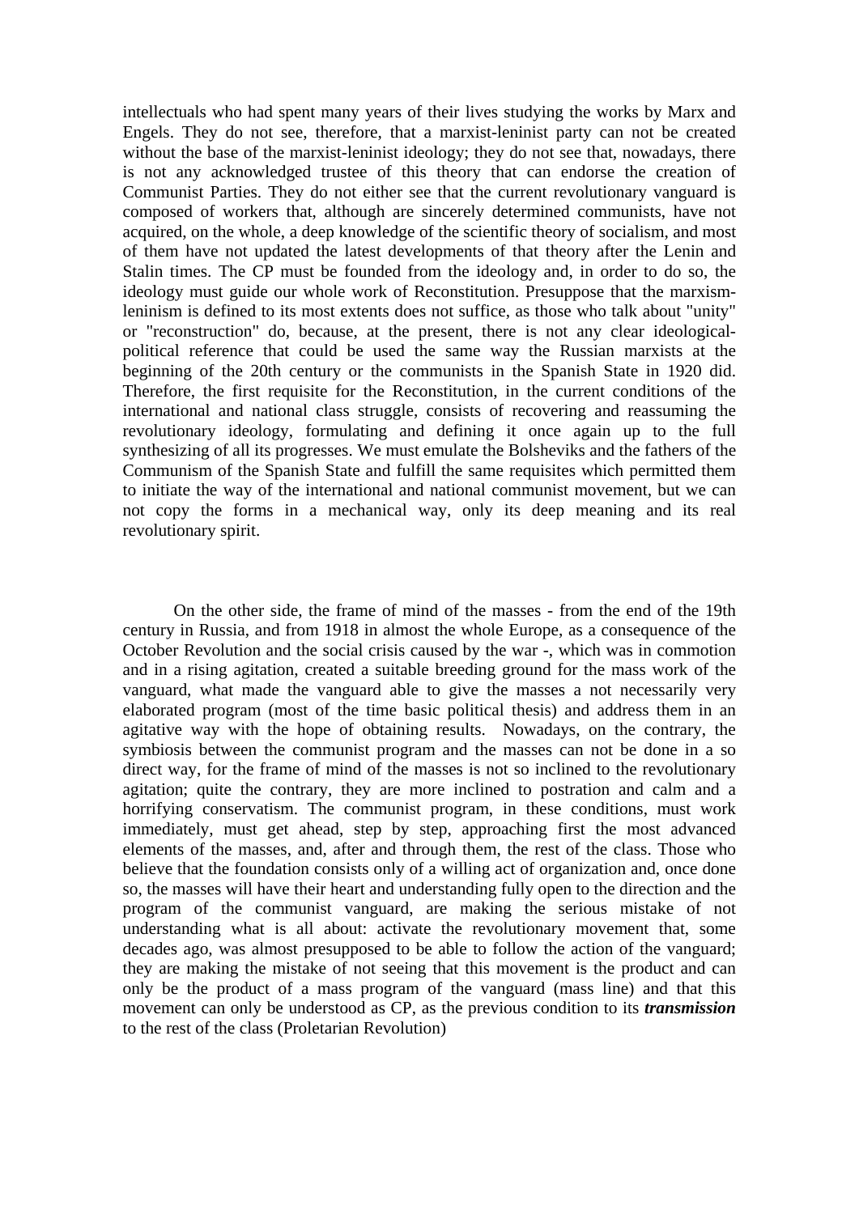intellectuals who had spent many years of their lives studying the works by Marx and Engels. They do not see, therefore, that a marxist-leninist party can not be created without the base of the marxist-leninist ideology; they do not see that, nowadays, there is not any acknowledged trustee of this theory that can endorse the creation of Communist Parties. They do not either see that the current revolutionary vanguard is composed of workers that, although are sincerely determined communists, have not acquired, on the whole, a deep knowledge of the scientific theory of socialism, and most of them have not updated the latest developments of that theory after the Lenin and Stalin times. The CP must be founded from the ideology and, in order to do so, the ideology must guide our whole work of Reconstitution. Presuppose that the marxism-leninism is defined to its most extents does not suffice, as those who talk about "unity" or "reconstruction" do, because, at the present, there is not any clear ideological-political reference that could be used the same way the Russian marxists at the beginning of the 20th century or the communists in the Spanish State in 1920 did. Therefore, the first requisite for the Reconstitution, in the current conditions of the international and national class struggle, consists of recovering and reassuming the revolutionary ideology, formulating and defining it once again up to the full synthesizing of all its progresses. We must emulate the Bolsheviks and the fathers of the Communism of the Spanish State and fulfill the same requisites which permitted them to initiate the way of the international and national communist movement, but we can not copy the forms in a mechanical way, only its deep meaning and its real revolutionary spirit.

On the other side, the frame of mind of the masses - from the end of the 19th century in Russia, and from 1918 in almost the whole Europe, as a consequence of the October Revolution and the social crisis caused by the war -, which was in commotion and in a rising agitation, created a suitable breeding ground for the mass work of the vanguard, what made the vanguard able to give the masses a not necessarily very elaborated program (most of the time basic political thesis) and address them in an agitative way with the hope of obtaining results. Nowadays, on the contrary, the symbiosis between the communist program and the masses can not be done in a so direct way, for the frame of mind of the masses is not so inclined to the revolutionary agitation; quite the contrary, they are more inclined to postration and calm and a horrifying conservatism. The communist program, in these conditions, must work immediately, must get ahead, step by step, approaching first the most advanced elements of the masses, and, after and through them, the rest of the class. Those who believe that the foundation consists only of a willing act of organization and, once done so, the masses will have their heart and understanding fully open to the direction and the program of the communist vanguard, are making the serious mistake of not understanding what is all about: activate the revolutionary movement that, some decades ago, was almost presupposed to be able to follow the action of the vanguard; they are making the mistake of not seeing that this movement is the product and can only be the product of a mass program of the vanguard (mass line) and that this movement can only be understood as CP, as the previous condition to its ***transmission*** to the rest of the class (Proletarian Revolution)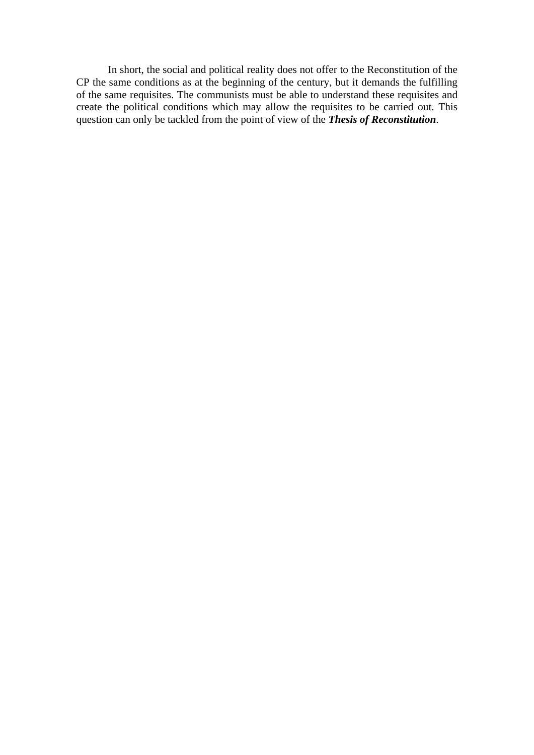In short, the social and political reality does not offer to the Reconstitution of the CP the same conditions as at the beginning of the century, but it demands the fulfilling of the same requisites. The communists must be able to understand these requisites and create the political conditions which may allow the requisites to be carried out. This question can only be tackled from the point of view of the ***Thesis of Reconstitution***.